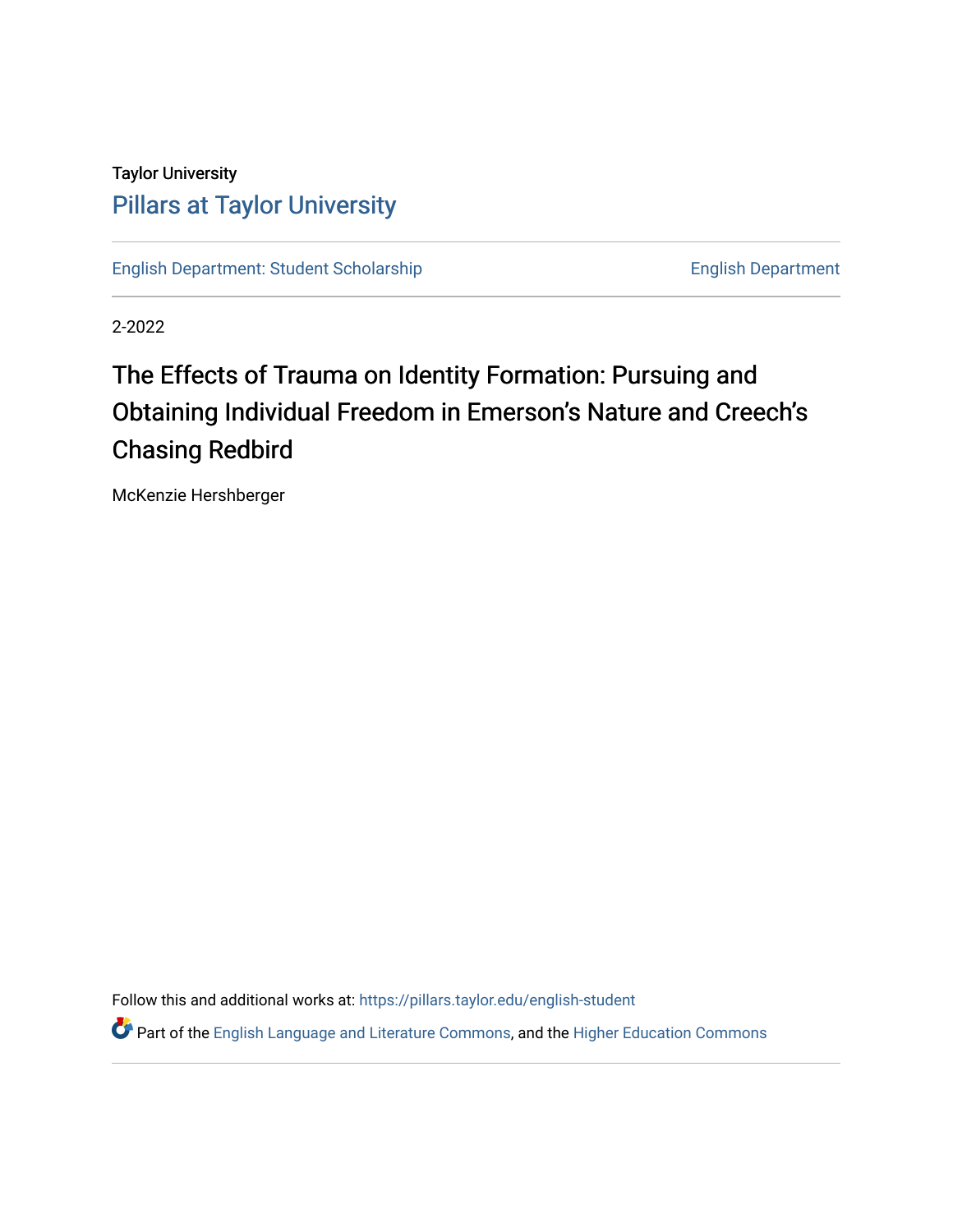Taylor University

# Pillars at Taylor University

English Department: Student Scholarship

English Department

2-2022

# The Effects of Trauma on Identity Formation: Pursuing and Obtaining Individual Freedom in Emerson's Nature and Creech's Chasing Redbird

McKenzie Hershberger

Follow this and additional works at: https://pillars.taylor.edu/english-student

Part of the English Language and Literature Commons, and the Higher Education Commons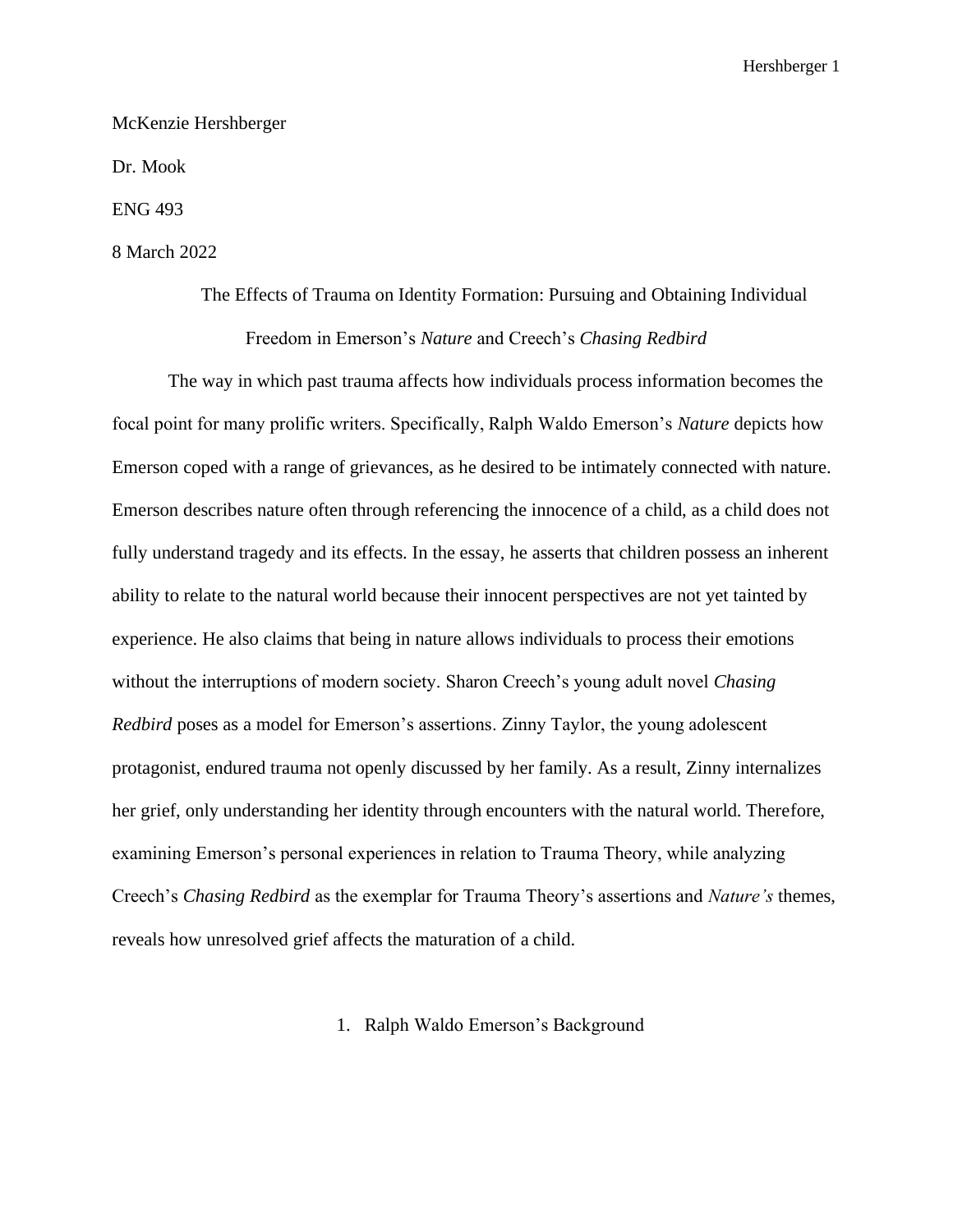McKenzie Hershberger

Dr. Mook

ENG 493

8 March 2022

# The Effects of Trauma on Identity Formation: Pursuing and Obtaining Individual Freedom in Emerson's *Nature* and Creech's *Chasing Redbird*

The way in which past trauma affects how individuals process information becomes the focal point for many prolific writers. Specifically, Ralph Waldo Emerson's *Nature* depicts how Emerson coped with a range of grievances, as he desired to be intimately connected with nature. Emerson describes nature often through referencing the innocence of a child, as a child does not fully understand tragedy and its effects. In the essay, he asserts that children possess an inherent ability to relate to the natural world because their innocent perspectives are not yet tainted by experience. He also claims that being in nature allows individuals to process their emotions without the interruptions of modern society. Sharon Creech's young adult novel *Chasing Redbird* poses as a model for Emerson's assertions. Zinny Taylor, the young adolescent protagonist, endured trauma not openly discussed by her family. As a result, Zinny internalizes her grief, only understanding her identity through encounters with the natural world. Therefore, examining Emerson's personal experiences in relation to Trauma Theory, while analyzing Creech's *Chasing Redbird* as the exemplar for Trauma Theory's assertions and *Nature's* themes, reveals how unresolved grief affects the maturation of a child.

## 1. Ralph Waldo Emerson's Background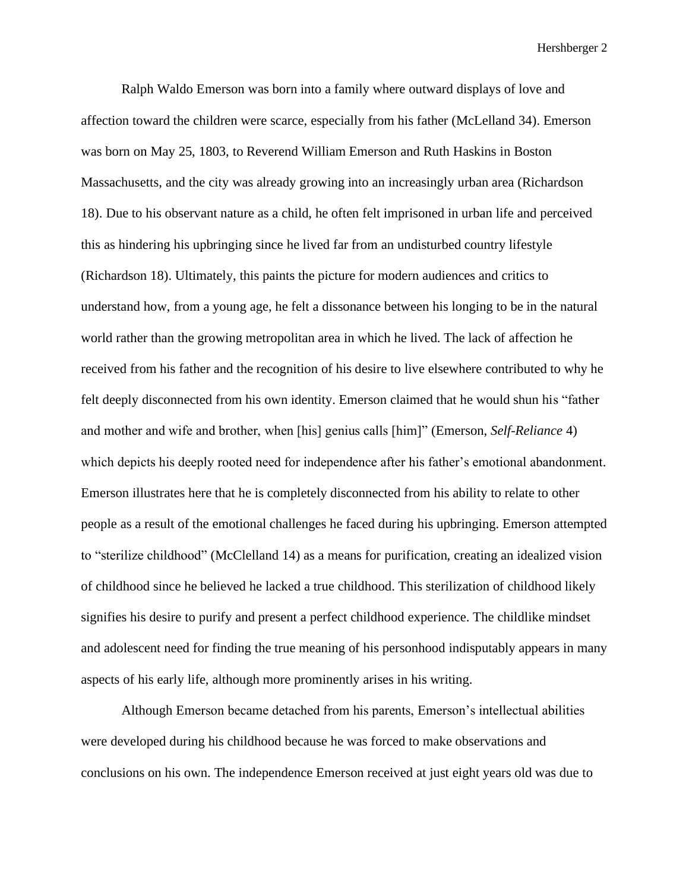Ralph Waldo Emerson was born into a family where outward displays of love and affection toward the children were scarce, especially from his father (McLelland 34). Emerson was born on May 25, 1803, to Reverend William Emerson and Ruth Haskins in Boston Massachusetts, and the city was already growing into an increasingly urban area (Richardson 18). Due to his observant nature as a child, he often felt imprisoned in urban life and perceived this as hindering his upbringing since he lived far from an undisturbed country lifestyle (Richardson 18). Ultimately, this paints the picture for modern audiences and critics to understand how, from a young age, he felt a dissonance between his longing to be in the natural world rather than the growing metropolitan area in which he lived. The lack of affection he received from his father and the recognition of his desire to live elsewhere contributed to why he felt deeply disconnected from his own identity. Emerson claimed that he would shun his "father and mother and wife and brother, when [his] genius calls [him]" (Emerson, *Self-Reliance* 4) which depicts his deeply rooted need for independence after his father's emotional abandonment. Emerson illustrates here that he is completely disconnected from his ability to relate to other people as a result of the emotional challenges he faced during his upbringing. Emerson attempted to "sterilize childhood" (McClelland 14) as a means for purification, creating an idealized vision of childhood since he believed he lacked a true childhood. This sterilization of childhood likely signifies his desire to purify and present a perfect childhood experience. The childlike mindset and adolescent need for finding the true meaning of his personhood indisputably appears in many aspects of his early life, although more prominently arises in his writing.

Although Emerson became detached from his parents, Emerson's intellectual abilities were developed during his childhood because he was forced to make observations and conclusions on his own. The independence Emerson received at just eight years old was due to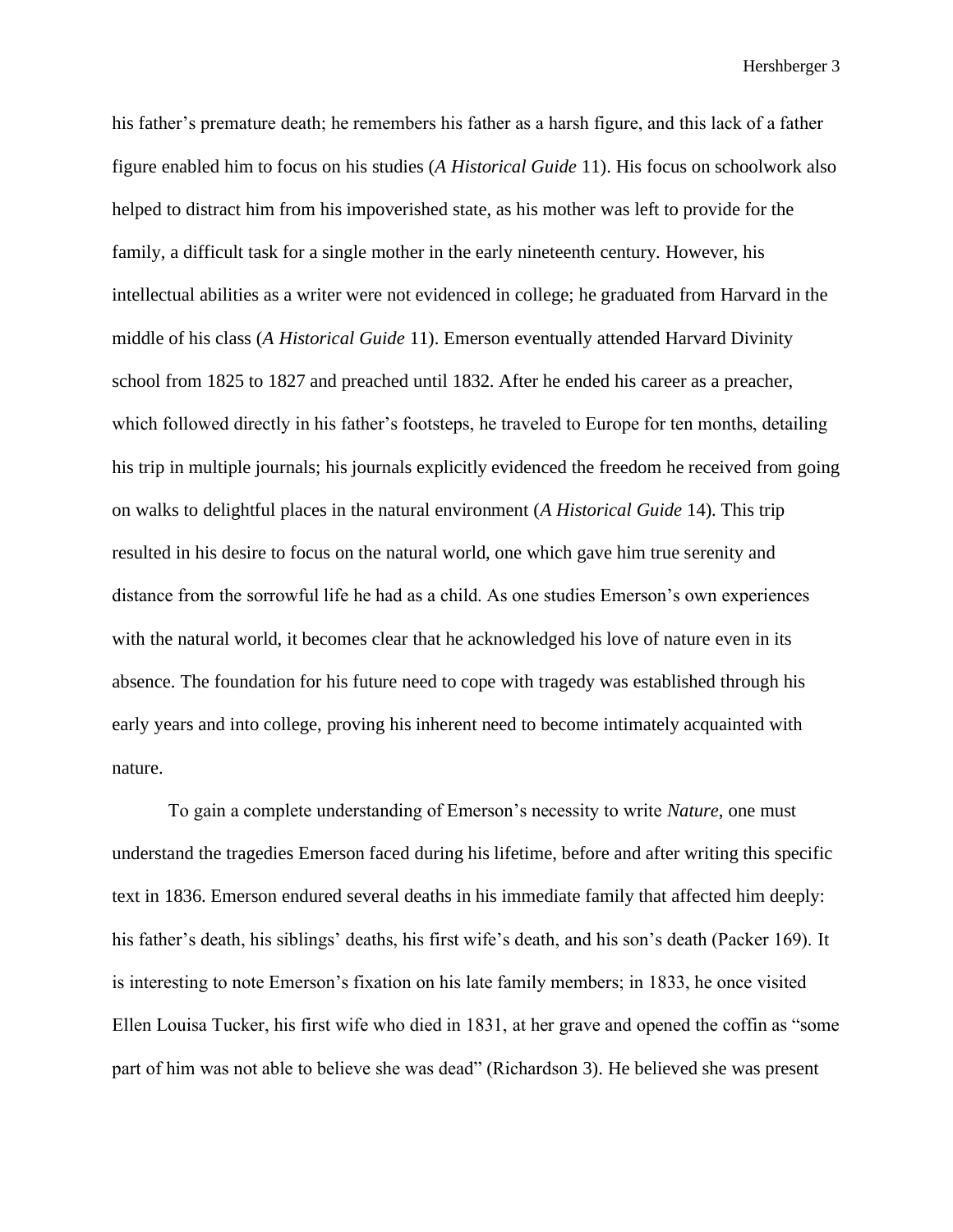his father's premature death; he remembers his father as a harsh figure, and this lack of a father figure enabled him to focus on his studies (*A Historical Guide* 11). His focus on schoolwork also helped to distract him from his impoverished state, as his mother was left to provide for the family, a difficult task for a single mother in the early nineteenth century. However, his intellectual abilities as a writer were not evidenced in college; he graduated from Harvard in the middle of his class (*A Historical Guide* 11). Emerson eventually attended Harvard Divinity school from 1825 to 1827 and preached until 1832. After he ended his career as a preacher, which followed directly in his father's footsteps, he traveled to Europe for ten months, detailing his trip in multiple journals; his journals explicitly evidenced the freedom he received from going on walks to delightful places in the natural environment (*A Historical Guide* 14). This trip resulted in his desire to focus on the natural world, one which gave him true serenity and distance from the sorrowful life he had as a child. As one studies Emerson's own experiences with the natural world, it becomes clear that he acknowledged his love of nature even in its absence. The foundation for his future need to cope with tragedy was established through his early years and into college, proving his inherent need to become intimately acquainted with nature.

To gain a complete understanding of Emerson's necessity to write *Nature*, one must understand the tragedies Emerson faced during his lifetime, before and after writing this specific text in 1836. Emerson endured several deaths in his immediate family that affected him deeply: his father's death, his siblings' deaths, his first wife's death, and his son's death (Packer 169). It is interesting to note Emerson's fixation on his late family members; in 1833, he once visited Ellen Louisa Tucker, his first wife who died in 1831, at her grave and opened the coffin as "some part of him was not able to believe she was dead" (Richardson 3). He believed she was present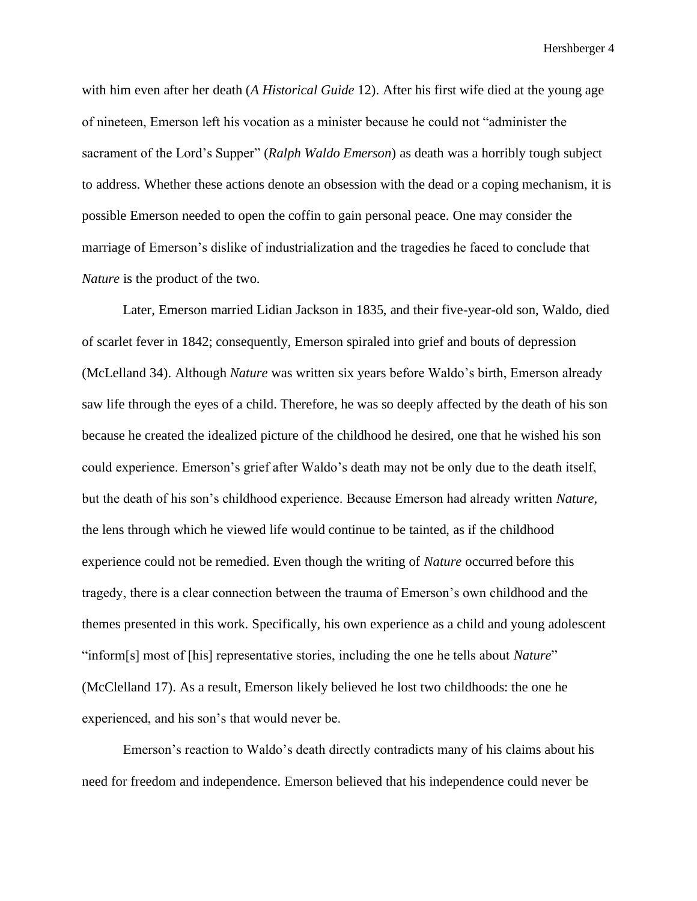with him even after her death (*A Historical Guide* 12). After his first wife died at the young age of nineteen, Emerson left his vocation as a minister because he could not "administer the sacrament of the Lord's Supper" (*Ralph Waldo Emerson*) as death was a horribly tough subject to address. Whether these actions denote an obsession with the dead or a coping mechanism, it is possible Emerson needed to open the coffin to gain personal peace. One may consider the marriage of Emerson's dislike of industrialization and the tragedies he faced to conclude that *Nature* is the product of the two.

Later, Emerson married Lidian Jackson in 1835, and their five-year-old son, Waldo, died of scarlet fever in 1842; consequently, Emerson spiraled into grief and bouts of depression (McLelland 34). Although *Nature* was written six years before Waldo's birth, Emerson already saw life through the eyes of a child. Therefore, he was so deeply affected by the death of his son because he created the idealized picture of the childhood he desired, one that he wished his son could experience. Emerson's grief after Waldo's death may not be only due to the death itself, but the death of his son's childhood experience. Because Emerson had already written *Nature,* the lens through which he viewed life would continue to be tainted, as if the childhood experience could not be remedied. Even though the writing of *Nature* occurred before this tragedy, there is a clear connection between the trauma of Emerson's own childhood and the themes presented in this work. Specifically, his own experience as a child and young adolescent "inform[s] most of [his] representative stories, including the one he tells about *Nature*" (McClelland 17). As a result, Emerson likely believed he lost two childhoods: the one he experienced, and his son's that would never be.

Emerson's reaction to Waldo's death directly contradicts many of his claims about his need for freedom and independence. Emerson believed that his independence could never be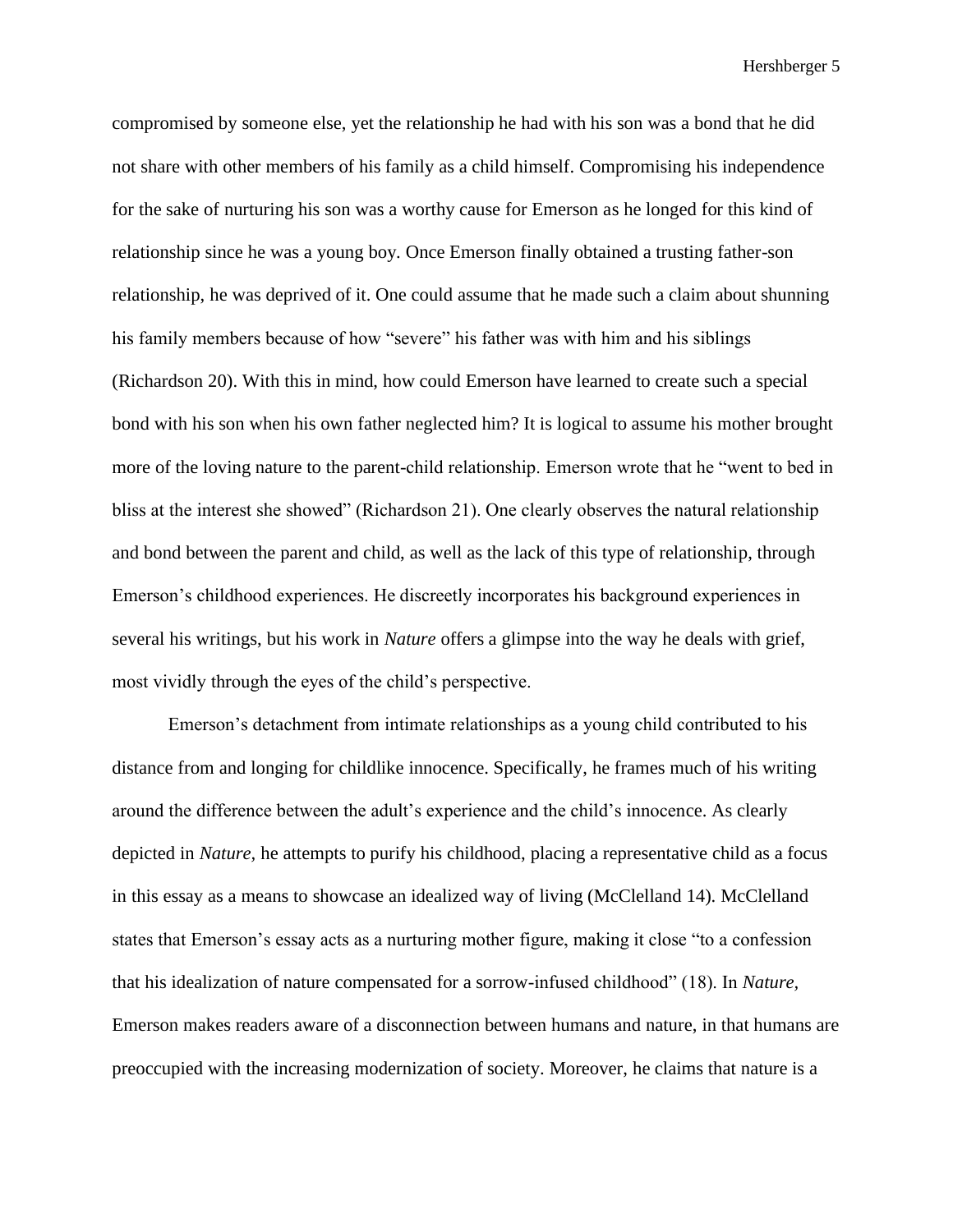compromised by someone else, yet the relationship he had with his son was a bond that he did not share with other members of his family as a child himself. Compromising his independence for the sake of nurturing his son was a worthy cause for Emerson as he longed for this kind of relationship since he was a young boy. Once Emerson finally obtained a trusting father-son relationship, he was deprived of it. One could assume that he made such a claim about shunning his family members because of how "severe" his father was with him and his siblings (Richardson 20). With this in mind, how could Emerson have learned to create such a special bond with his son when his own father neglected him? It is logical to assume his mother brought more of the loving nature to the parent-child relationship. Emerson wrote that he "went to bed in bliss at the interest she showed" (Richardson 21). One clearly observes the natural relationship and bond between the parent and child, as well as the lack of this type of relationship, through Emerson's childhood experiences. He discreetly incorporates his background experiences in several his writings, but his work in *Nature* offers a glimpse into the way he deals with grief, most vividly through the eyes of the child's perspective.

Emerson's detachment from intimate relationships as a young child contributed to his distance from and longing for childlike innocence. Specifically, he frames much of his writing around the difference between the adult's experience and the child's innocence. As clearly depicted in *Nature*, he attempts to purify his childhood, placing a representative child as a focus in this essay as a means to showcase an idealized way of living (McClelland 14). McClelland states that Emerson's essay acts as a nurturing mother figure, making it close "to a confession that his idealization of nature compensated for a sorrow-infused childhood" (18). In *Nature*, Emerson makes readers aware of a disconnection between humans and nature, in that humans are preoccupied with the increasing modernization of society. Moreover, he claims that nature is a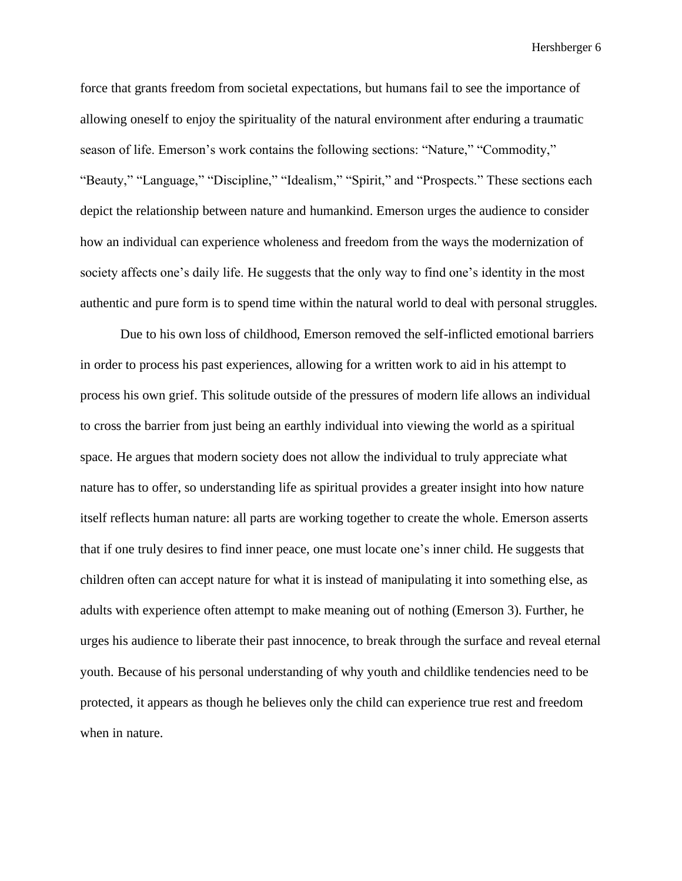force that grants freedom from societal expectations, but humans fail to see the importance of allowing oneself to enjoy the spirituality of the natural environment after enduring a traumatic season of life. Emerson's work contains the following sections: "Nature," "Commodity," "Beauty," "Language," "Discipline," "Idealism," "Spirit," and "Prospects." These sections each depict the relationship between nature and humankind. Emerson urges the audience to consider how an individual can experience wholeness and freedom from the ways the modernization of society affects one's daily life. He suggests that the only way to find one's identity in the most authentic and pure form is to spend time within the natural world to deal with personal struggles.

Due to his own loss of childhood, Emerson removed the self-inflicted emotional barriers in order to process his past experiences, allowing for a written work to aid in his attempt to process his own grief. This solitude outside of the pressures of modern life allows an individual to cross the barrier from just being an earthly individual into viewing the world as a spiritual space. He argues that modern society does not allow the individual to truly appreciate what nature has to offer, so understanding life as spiritual provides a greater insight into how nature itself reflects human nature: all parts are working together to create the whole. Emerson asserts that if one truly desires to find inner peace, one must locate one's inner child. He suggests that children often can accept nature for what it is instead of manipulating it into something else, as adults with experience often attempt to make meaning out of nothing (Emerson 3). Further, he urges his audience to liberate their past innocence, to break through the surface and reveal eternal youth. Because of his personal understanding of why youth and childlike tendencies need to be protected, it appears as though he believes only the child can experience true rest and freedom when in nature.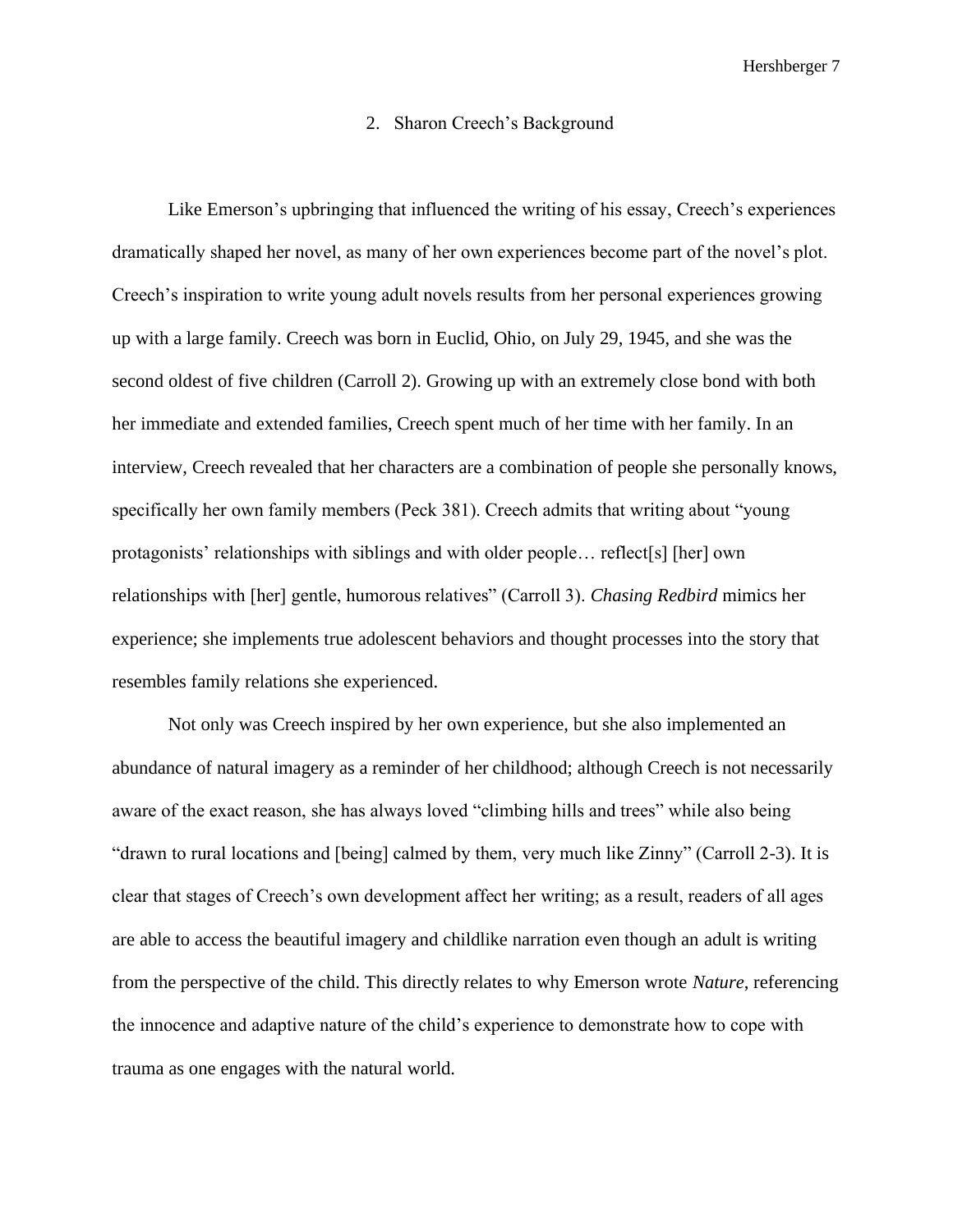## 2. Sharon Creech's Background

Like Emerson's upbringing that influenced the writing of his essay, Creech's experiences dramatically shaped her novel, as many of her own experiences become part of the novel's plot. Creech's inspiration to write young adult novels results from her personal experiences growing up with a large family. Creech was born in Euclid, Ohio, on July 29, 1945, and she was the second oldest of five children (Carroll 2). Growing up with an extremely close bond with both her immediate and extended families, Creech spent much of her time with her family. In an interview, Creech revealed that her characters are a combination of people she personally knows, specifically her own family members (Peck 381). Creech admits that writing about "young protagonists' relationships with siblings and with older people… reflect[s] [her] own relationships with [her] gentle, humorous relatives" (Carroll 3). *Chasing Redbird* mimics her experience; she implements true adolescent behaviors and thought processes into the story that resembles family relations she experienced.

Not only was Creech inspired by her own experience, but she also implemented an abundance of natural imagery as a reminder of her childhood; although Creech is not necessarily aware of the exact reason, she has always loved "climbing hills and trees" while also being "drawn to rural locations and [being] calmed by them, very much like Zinny" (Carroll 2-3). It is clear that stages of Creech's own development affect her writing; as a result, readers of all ages are able to access the beautiful imagery and childlike narration even though an adult is writing from the perspective of the child. This directly relates to why Emerson wrote *Nature*, referencing the innocence and adaptive nature of the child's experience to demonstrate how to cope with trauma as one engages with the natural world.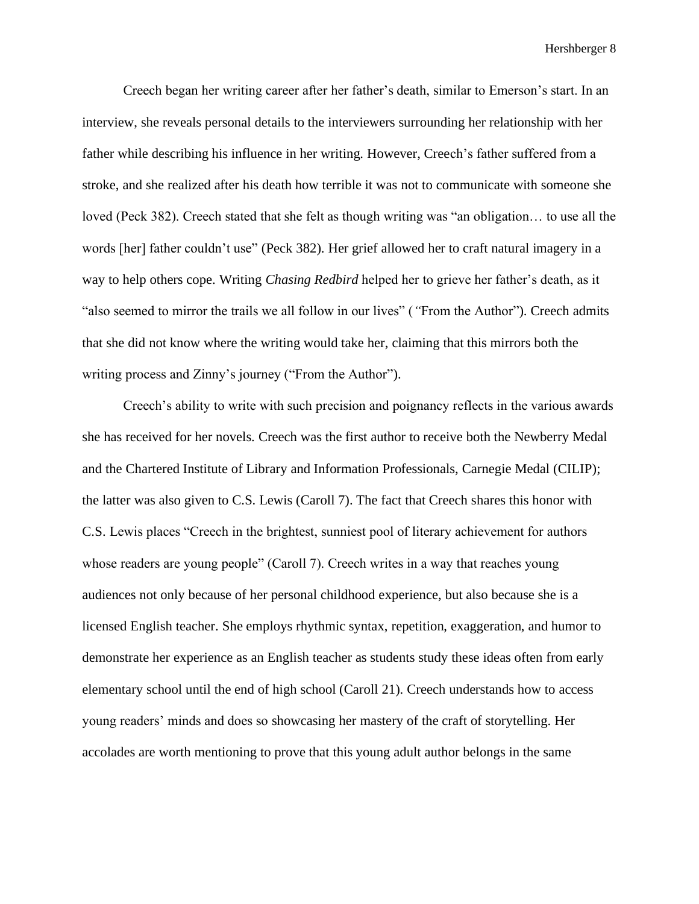Creech began her writing career after her father's death, similar to Emerson's start. In an interview, she reveals personal details to the interviewers surrounding her relationship with her father while describing his influence in her writing. However, Creech's father suffered from a stroke, and she realized after his death how terrible it was not to communicate with someone she loved (Peck 382). Creech stated that she felt as though writing was "an obligation… to use all the words [her] father couldn't use" (Peck 382). Her grief allowed her to craft natural imagery in a way to help others cope. Writing *Chasing Redbird* helped her to grieve her father's death, as it "also seemed to mirror the trails we all follow in our lives" (*"*From the Author"). Creech admits that she did not know where the writing would take her, claiming that this mirrors both the writing process and Zinny's journey ("From the Author").

Creech's ability to write with such precision and poignancy reflects in the various awards she has received for her novels. Creech was the first author to receive both the Newberry Medal and the Chartered Institute of Library and Information Professionals, Carnegie Medal (CILIP); the latter was also given to C.S. Lewis (Caroll 7). The fact that Creech shares this honor with C.S. Lewis places "Creech in the brightest, sunniest pool of literary achievement for authors whose readers are young people" (Caroll 7). Creech writes in a way that reaches young audiences not only because of her personal childhood experience, but also because she is a licensed English teacher. She employs rhythmic syntax, repetition, exaggeration, and humor to demonstrate her experience as an English teacher as students study these ideas often from early elementary school until the end of high school (Caroll 21). Creech understands how to access young readers' minds and does so showcasing her mastery of the craft of storytelling. Her accolades are worth mentioning to prove that this young adult author belongs in the same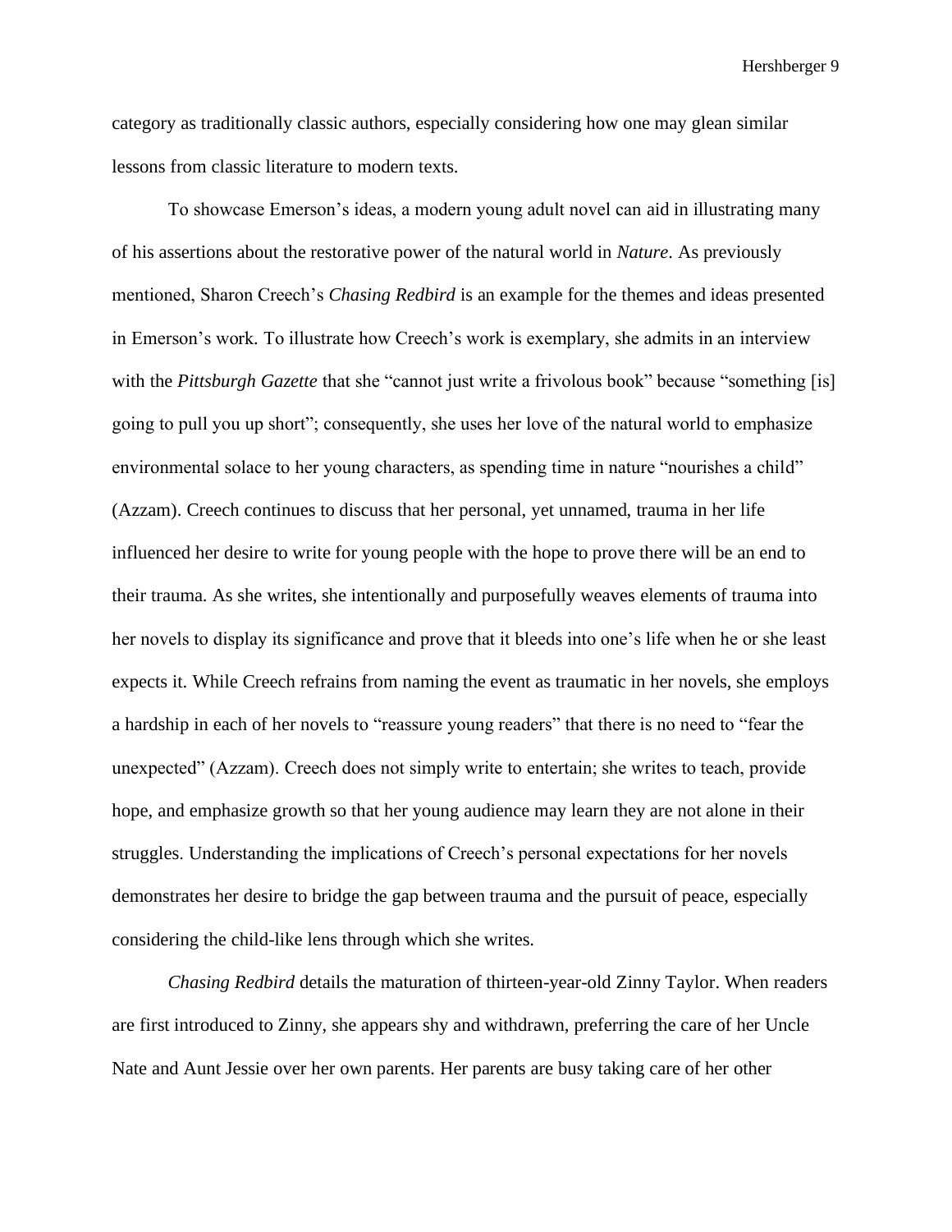category as traditionally classic authors, especially considering how one may glean similar lessons from classic literature to modern texts.

To showcase Emerson's ideas, a modern young adult novel can aid in illustrating many of his assertions about the restorative power of the natural world in *Nature*. As previously mentioned, Sharon Creech's *Chasing Redbird* is an example for the themes and ideas presented in Emerson's work. To illustrate how Creech's work is exemplary, she admits in an interview with the *Pittsburgh Gazette* that she "cannot just write a frivolous book" because "something [is] going to pull you up short"; consequently, she uses her love of the natural world to emphasize environmental solace to her young characters, as spending time in nature "nourishes a child" (Azzam). Creech continues to discuss that her personal, yet unnamed, trauma in her life influenced her desire to write for young people with the hope to prove there will be an end to their trauma. As she writes, she intentionally and purposefully weaves elements of trauma into her novels to display its significance and prove that it bleeds into one's life when he or she least expects it. While Creech refrains from naming the event as traumatic in her novels, she employs a hardship in each of her novels to "reassure young readers" that there is no need to "fear the unexpected" (Azzam). Creech does not simply write to entertain; she writes to teach, provide hope, and emphasize growth so that her young audience may learn they are not alone in their struggles. Understanding the implications of Creech's personal expectations for her novels demonstrates her desire to bridge the gap between trauma and the pursuit of peace, especially considering the child-like lens through which she writes.

*Chasing Redbird* details the maturation of thirteen-year-old Zinny Taylor. When readers are first introduced to Zinny, she appears shy and withdrawn, preferring the care of her Uncle Nate and Aunt Jessie over her own parents. Her parents are busy taking care of her other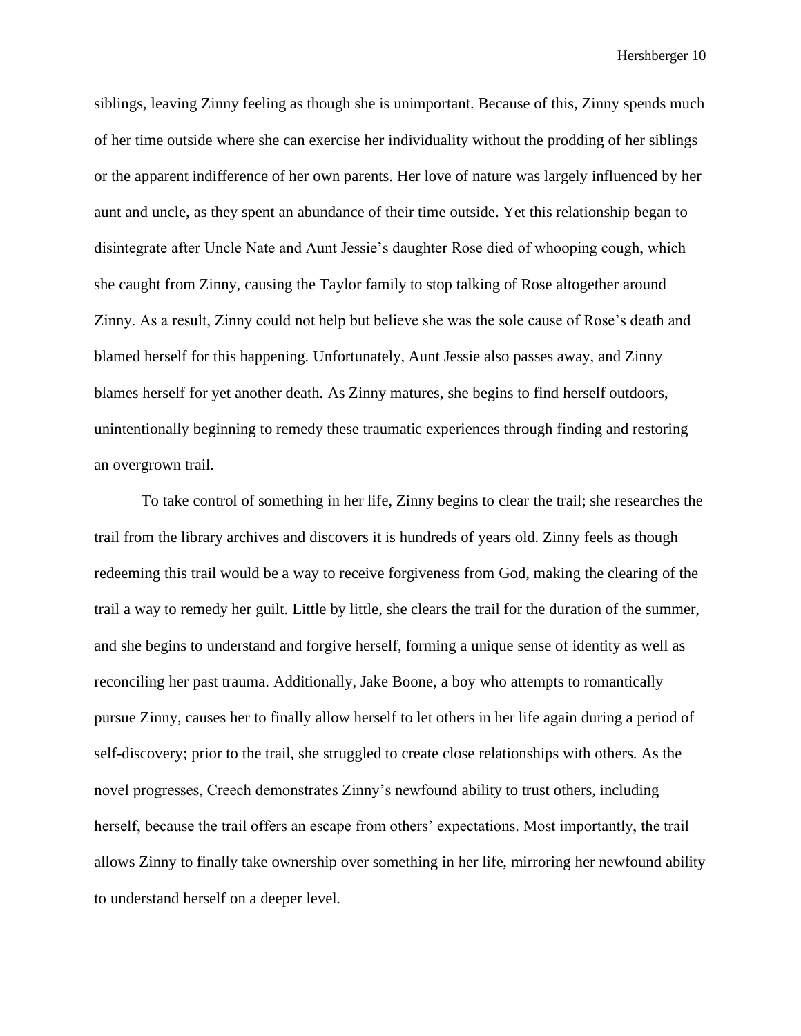siblings, leaving Zinny feeling as though she is unimportant. Because of this, Zinny spends much of her time outside where she can exercise her individuality without the prodding of her siblings or the apparent indifference of her own parents. Her love of nature was largely influenced by her aunt and uncle, as they spent an abundance of their time outside. Yet this relationship began to disintegrate after Uncle Nate and Aunt Jessie's daughter Rose died of whooping cough, which she caught from Zinny, causing the Taylor family to stop talking of Rose altogether around Zinny. As a result, Zinny could not help but believe she was the sole cause of Rose's death and blamed herself for this happening. Unfortunately, Aunt Jessie also passes away, and Zinny blames herself for yet another death. As Zinny matures, she begins to find herself outdoors, unintentionally beginning to remedy these traumatic experiences through finding and restoring an overgrown trail.

To take control of something in her life, Zinny begins to clear the trail; she researches the trail from the library archives and discovers it is hundreds of years old. Zinny feels as though redeeming this trail would be a way to receive forgiveness from God, making the clearing of the trail a way to remedy her guilt. Little by little, she clears the trail for the duration of the summer, and she begins to understand and forgive herself, forming a unique sense of identity as well as reconciling her past trauma. Additionally, Jake Boone, a boy who attempts to romantically pursue Zinny, causes her to finally allow herself to let others in her life again during a period of self-discovery; prior to the trail, she struggled to create close relationships with others. As the novel progresses, Creech demonstrates Zinny's newfound ability to trust others, including herself, because the trail offers an escape from others' expectations. Most importantly, the trail allows Zinny to finally take ownership over something in her life, mirroring her newfound ability to understand herself on a deeper level.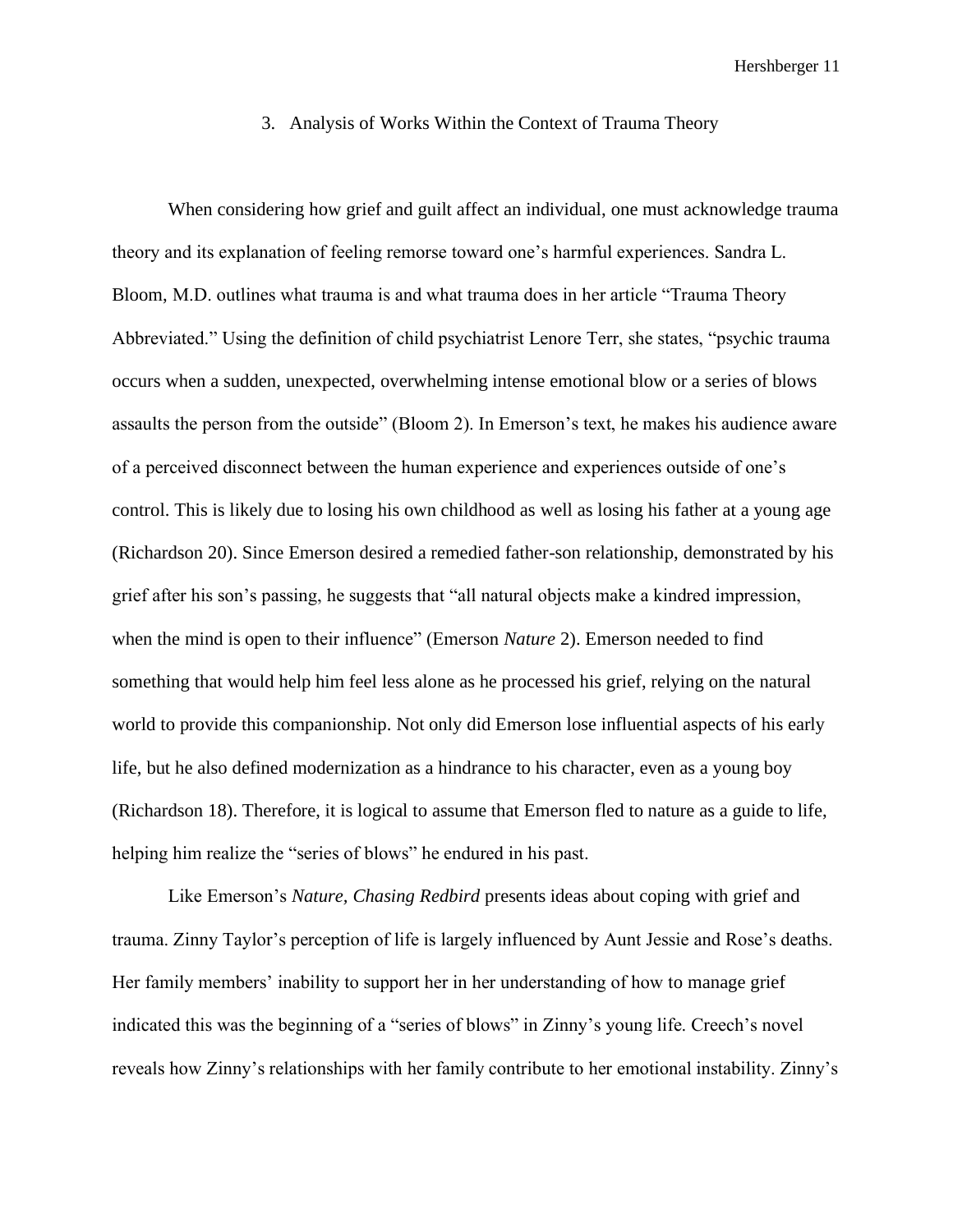## 3. Analysis of Works Within the Context of Trauma Theory

When considering how grief and guilt affect an individual, one must acknowledge trauma theory and its explanation of feeling remorse toward one's harmful experiences. Sandra L. Bloom, M.D. outlines what trauma is and what trauma does in her article "Trauma Theory Abbreviated." Using the definition of child psychiatrist Lenore Terr, she states, "psychic trauma occurs when a sudden, unexpected, overwhelming intense emotional blow or a series of blows assaults the person from the outside" (Bloom 2). In Emerson's text, he makes his audience aware of a perceived disconnect between the human experience and experiences outside of one's control. This is likely due to losing his own childhood as well as losing his father at a young age (Richardson 20). Since Emerson desired a remedied father-son relationship, demonstrated by his grief after his son's passing, he suggests that "all natural objects make a kindred impression, when the mind is open to their influence" (Emerson *Nature* 2). Emerson needed to find something that would help him feel less alone as he processed his grief, relying on the natural world to provide this companionship. Not only did Emerson lose influential aspects of his early life, but he also defined modernization as a hindrance to his character, even as a young boy (Richardson 18). Therefore, it is logical to assume that Emerson fled to nature as a guide to life, helping him realize the "series of blows" he endured in his past.

Like Emerson's *Nature, Chasing Redbird* presents ideas about coping with grief and trauma. Zinny Taylor's perception of life is largely influenced by Aunt Jessie and Rose's deaths. Her family members' inability to support her in her understanding of how to manage grief indicated this was the beginning of a "series of blows" in Zinny's young life. Creech's novel reveals how Zinny's relationships with her family contribute to her emotional instability. Zinny's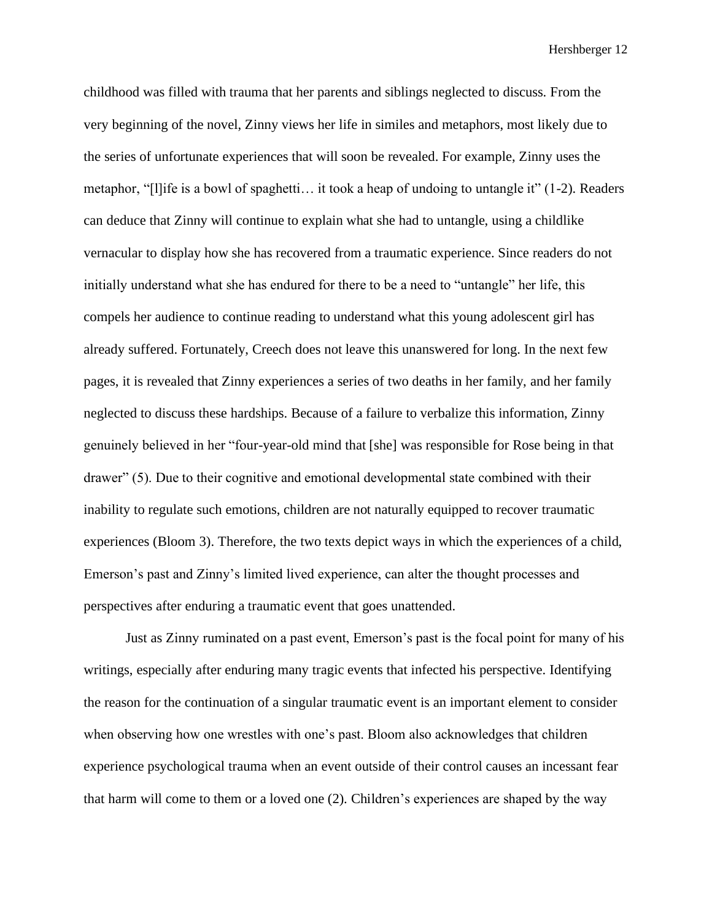childhood was filled with trauma that her parents and siblings neglected to discuss. From the very beginning of the novel, Zinny views her life in similes and metaphors, most likely due to the series of unfortunate experiences that will soon be revealed. For example, Zinny uses the metaphor, "[l]ife is a bowl of spaghetti… it took a heap of undoing to untangle it" (1-2). Readers can deduce that Zinny will continue to explain what she had to untangle, using a childlike vernacular to display how she has recovered from a traumatic experience. Since readers do not initially understand what she has endured for there to be a need to "untangle" her life, this compels her audience to continue reading to understand what this young adolescent girl has already suffered. Fortunately, Creech does not leave this unanswered for long. In the next few pages, it is revealed that Zinny experiences a series of two deaths in her family, and her family neglected to discuss these hardships. Because of a failure to verbalize this information, Zinny genuinely believed in her "four-year-old mind that [she] was responsible for Rose being in that drawer" (5). Due to their cognitive and emotional developmental state combined with their inability to regulate such emotions, children are not naturally equipped to recover traumatic experiences (Bloom 3). Therefore, the two texts depict ways in which the experiences of a child, Emerson's past and Zinny's limited lived experience, can alter the thought processes and perspectives after enduring a traumatic event that goes unattended.

Just as Zinny ruminated on a past event, Emerson's past is the focal point for many of his writings, especially after enduring many tragic events that infected his perspective. Identifying the reason for the continuation of a singular traumatic event is an important element to consider when observing how one wrestles with one's past. Bloom also acknowledges that children experience psychological trauma when an event outside of their control causes an incessant fear that harm will come to them or a loved one (2). Children's experiences are shaped by the way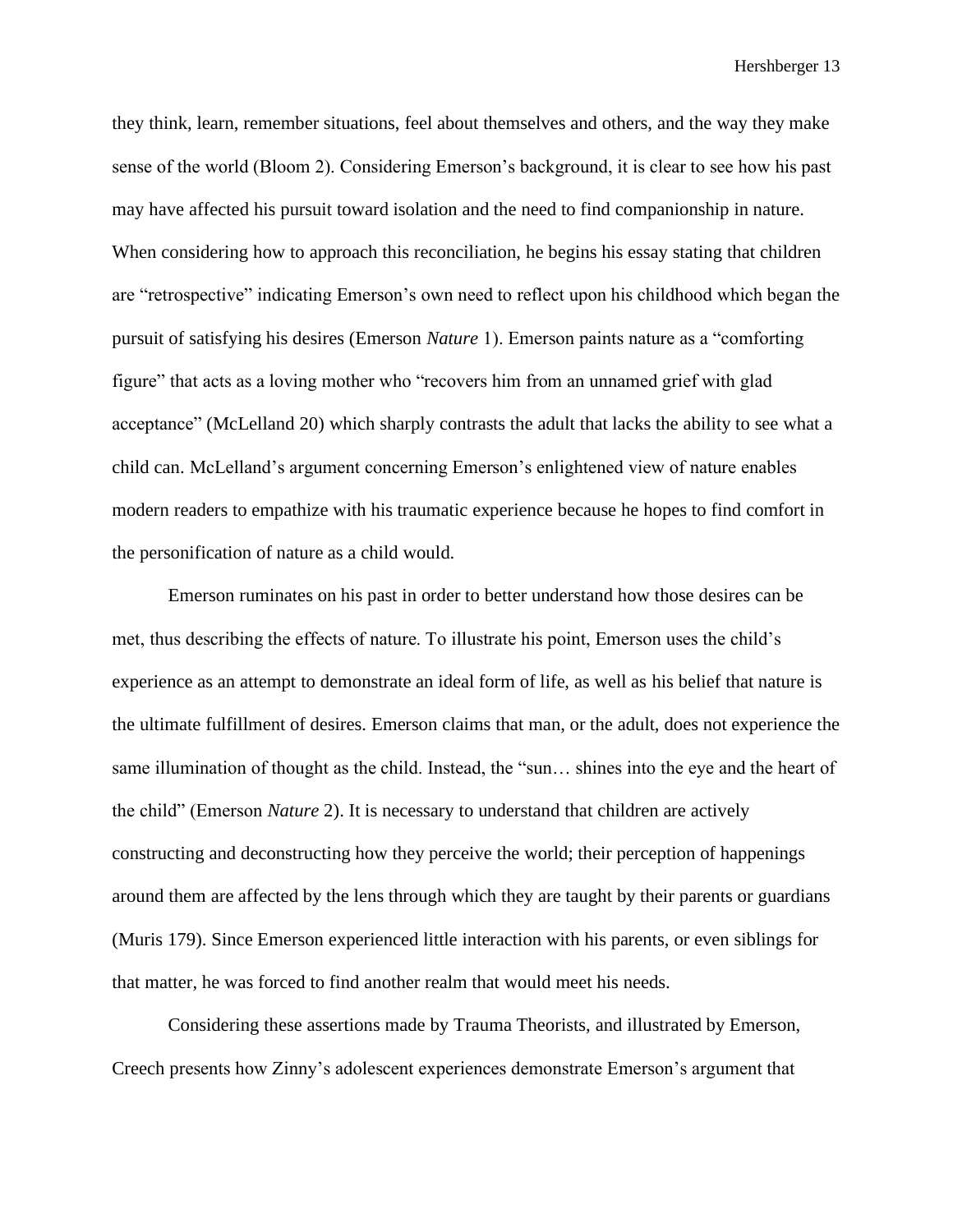they think, learn, remember situations, feel about themselves and others, and the way they make sense of the world (Bloom 2). Considering Emerson's background, it is clear to see how his past may have affected his pursuit toward isolation and the need to find companionship in nature. When considering how to approach this reconciliation, he begins his essay stating that children are "retrospective" indicating Emerson's own need to reflect upon his childhood which began the pursuit of satisfying his desires (Emerson *Nature* 1). Emerson paints nature as a "comforting figure" that acts as a loving mother who "recovers him from an unnamed grief with glad acceptance" (McLelland 20) which sharply contrasts the adult that lacks the ability to see what a child can. McLelland's argument concerning Emerson's enlightened view of nature enables modern readers to empathize with his traumatic experience because he hopes to find comfort in the personification of nature as a child would.

Emerson ruminates on his past in order to better understand how those desires can be met, thus describing the effects of nature. To illustrate his point, Emerson uses the child's experience as an attempt to demonstrate an ideal form of life, as well as his belief that nature is the ultimate fulfillment of desires. Emerson claims that man, or the adult, does not experience the same illumination of thought as the child. Instead, the "sun… shines into the eye and the heart of the child" (Emerson *Nature* 2). It is necessary to understand that children are actively constructing and deconstructing how they perceive the world; their perception of happenings around them are affected by the lens through which they are taught by their parents or guardians (Muris 179). Since Emerson experienced little interaction with his parents, or even siblings for that matter, he was forced to find another realm that would meet his needs.

Considering these assertions made by Trauma Theorists, and illustrated by Emerson, Creech presents how Zinny's adolescent experiences demonstrate Emerson's argument that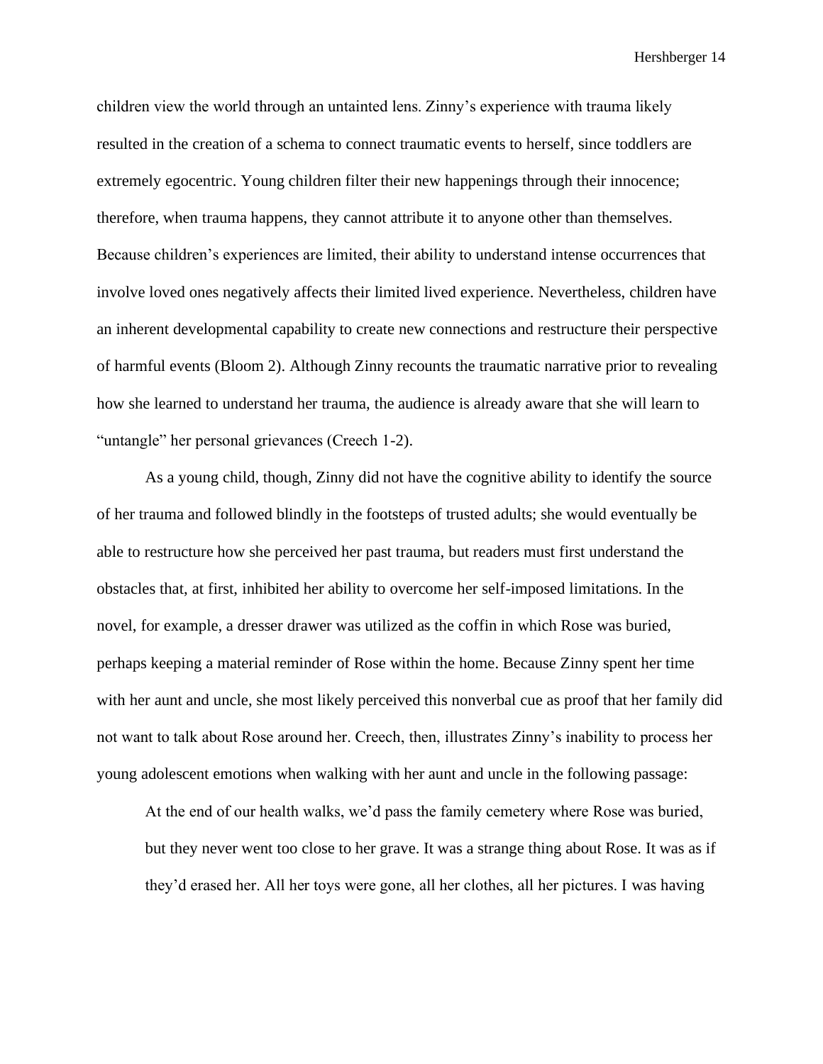children view the world through an untainted lens. Zinny's experience with trauma likely resulted in the creation of a schema to connect traumatic events to herself, since toddlers are extremely egocentric. Young children filter their new happenings through their innocence; therefore, when trauma happens, they cannot attribute it to anyone other than themselves. Because children's experiences are limited, their ability to understand intense occurrences that involve loved ones negatively affects their limited lived experience. Nevertheless, children have an inherent developmental capability to create new connections and restructure their perspective of harmful events (Bloom 2). Although Zinny recounts the traumatic narrative prior to revealing how she learned to understand her trauma, the audience is already aware that she will learn to "untangle" her personal grievances (Creech 1-2).

As a young child, though, Zinny did not have the cognitive ability to identify the source of her trauma and followed blindly in the footsteps of trusted adults; she would eventually be able to restructure how she perceived her past trauma, but readers must first understand the obstacles that, at first, inhibited her ability to overcome her self-imposed limitations. In the novel, for example, a dresser drawer was utilized as the coffin in which Rose was buried, perhaps keeping a material reminder of Rose within the home. Because Zinny spent her time with her aunt and uncle, she most likely perceived this nonverbal cue as proof that her family did not want to talk about Rose around her. Creech, then, illustrates Zinny's inability to process her young adolescent emotions when walking with her aunt and uncle in the following passage:

> At the end of our health walks, we'd pass the family cemetery where Rose was buried, but they never went too close to her grave. It was a strange thing about Rose. It was as if they'd erased her. All her toys were gone, all her clothes, all her pictures. I was having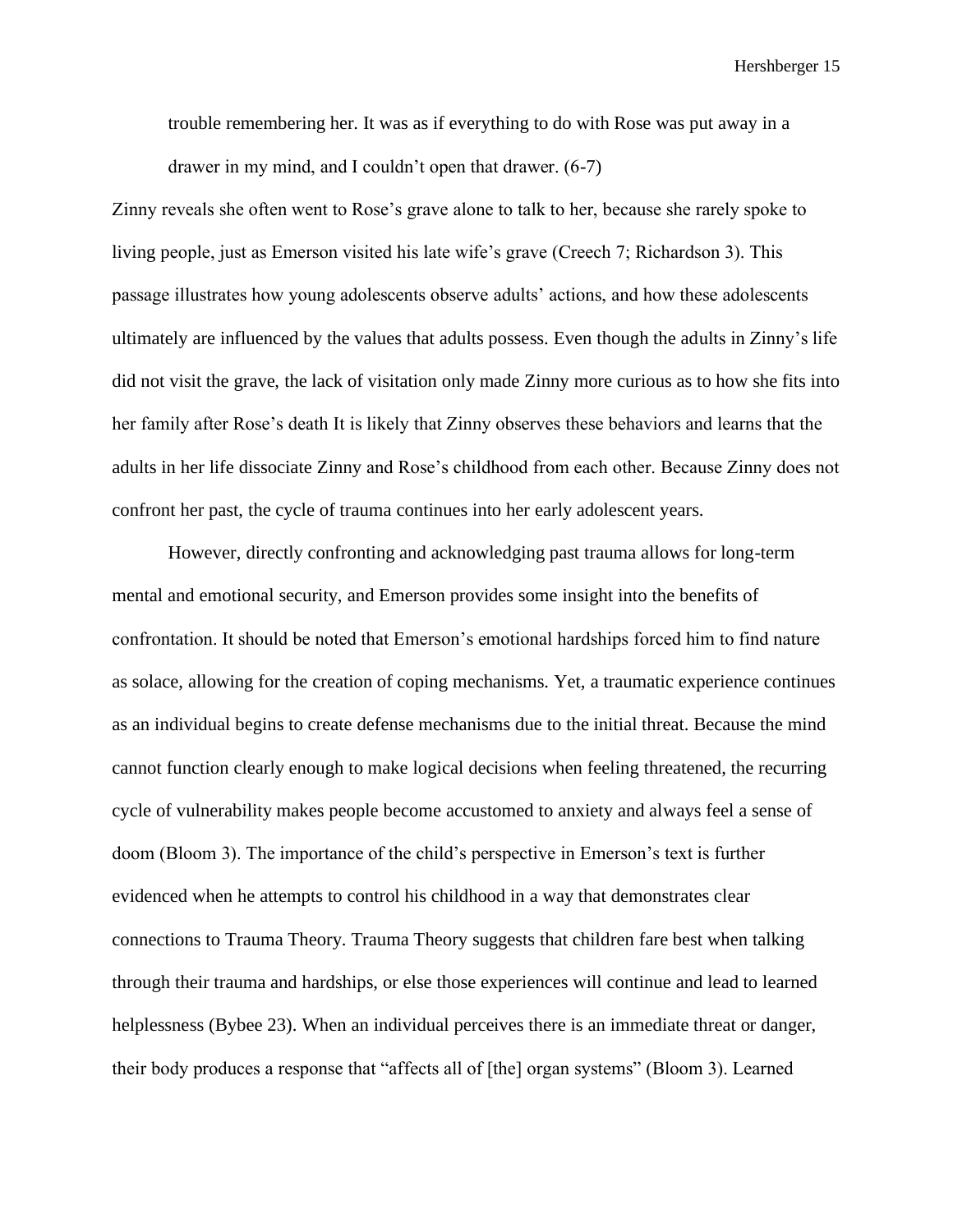> trouble remembering her. It was as if everything to do with Rose was put away in a drawer in my mind, and I couldn't open that drawer. (6-7)

Zinny reveals she often went to Rose's grave alone to talk to her, because she rarely spoke to living people, just as Emerson visited his late wife's grave (Creech 7; Richardson 3). This passage illustrates how young adolescents observe adults' actions, and how these adolescents ultimately are influenced by the values that adults possess. Even though the adults in Zinny's life did not visit the grave, the lack of visitation only made Zinny more curious as to how she fits into her family after Rose's death It is likely that Zinny observes these behaviors and learns that the adults in her life dissociate Zinny and Rose's childhood from each other. Because Zinny does not confront her past, the cycle of trauma continues into her early adolescent years.

However, directly confronting and acknowledging past trauma allows for long-term mental and emotional security, and Emerson provides some insight into the benefits of confrontation. It should be noted that Emerson's emotional hardships forced him to find nature as solace, allowing for the creation of coping mechanisms. Yet, a traumatic experience continues as an individual begins to create defense mechanisms due to the initial threat. Because the mind cannot function clearly enough to make logical decisions when feeling threatened, the recurring cycle of vulnerability makes people become accustomed to anxiety and always feel a sense of doom (Bloom 3). The importance of the child's perspective in Emerson's text is further evidenced when he attempts to control his childhood in a way that demonstrates clear connections to Trauma Theory. Trauma Theory suggests that children fare best when talking through their trauma and hardships, or else those experiences will continue and lead to learned helplessness (Bybee 23). When an individual perceives there is an immediate threat or danger, their body produces a response that "affects all of [the] organ systems" (Bloom 3). Learned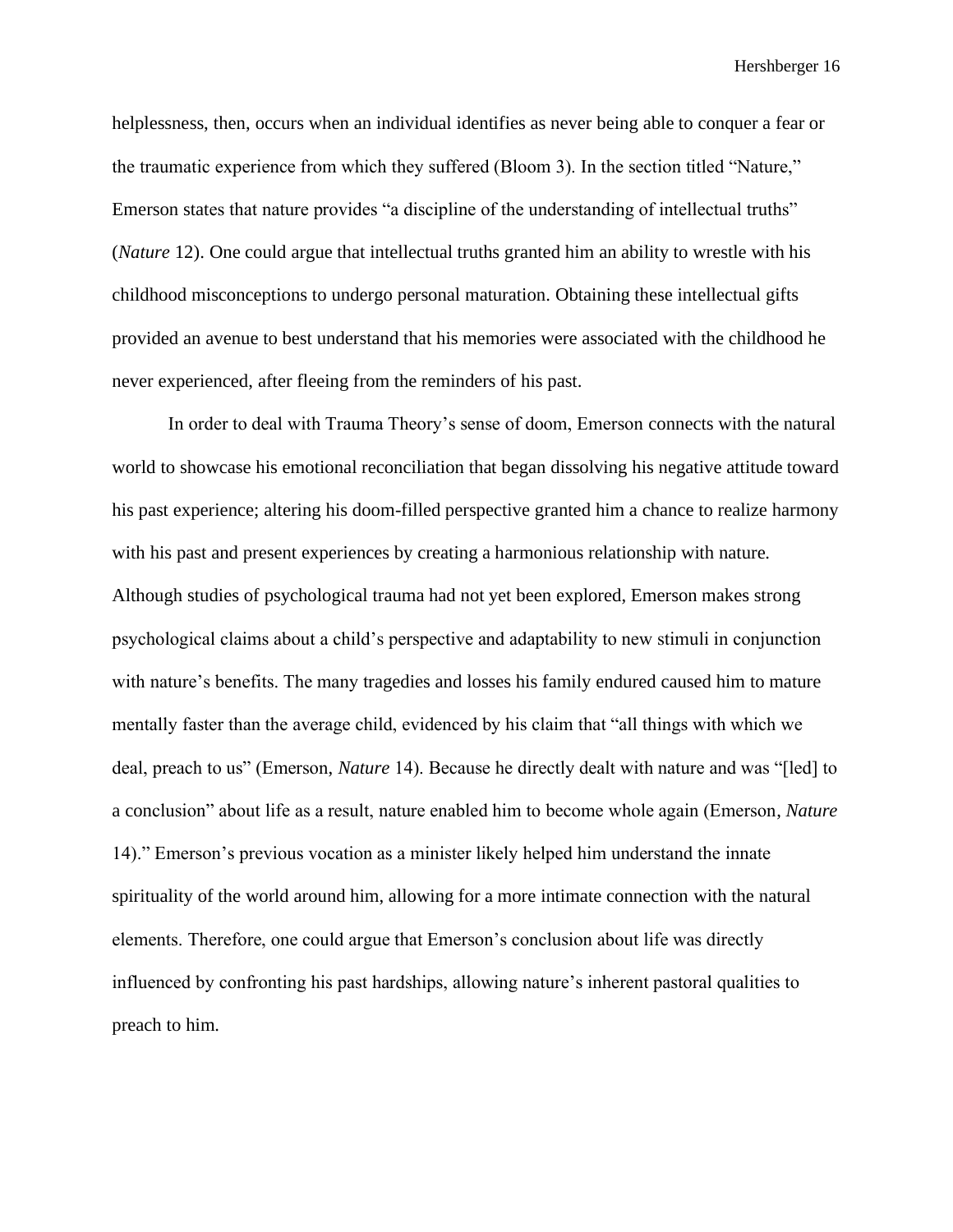helplessness, then, occurs when an individual identifies as never being able to conquer a fear or the traumatic experience from which they suffered (Bloom 3). In the section titled "Nature," Emerson states that nature provides "a discipline of the understanding of intellectual truths" (*Nature* 12). One could argue that intellectual truths granted him an ability to wrestle with his childhood misconceptions to undergo personal maturation. Obtaining these intellectual gifts provided an avenue to best understand that his memories were associated with the childhood he never experienced, after fleeing from the reminders of his past.

In order to deal with Trauma Theory's sense of doom, Emerson connects with the natural world to showcase his emotional reconciliation that began dissolving his negative attitude toward his past experience; altering his doom-filled perspective granted him a chance to realize harmony with his past and present experiences by creating a harmonious relationship with nature. Although studies of psychological trauma had not yet been explored, Emerson makes strong psychological claims about a child's perspective and adaptability to new stimuli in conjunction with nature's benefits. The many tragedies and losses his family endured caused him to mature mentally faster than the average child, evidenced by his claim that "all things with which we deal, preach to us" (Emerson, *Nature* 14). Because he directly dealt with nature and was "[led] to a conclusion" about life as a result, nature enabled him to become whole again (Emerson, *Nature* 14)." Emerson's previous vocation as a minister likely helped him understand the innate spirituality of the world around him, allowing for a more intimate connection with the natural elements. Therefore, one could argue that Emerson's conclusion about life was directly influenced by confronting his past hardships, allowing nature's inherent pastoral qualities to preach to him.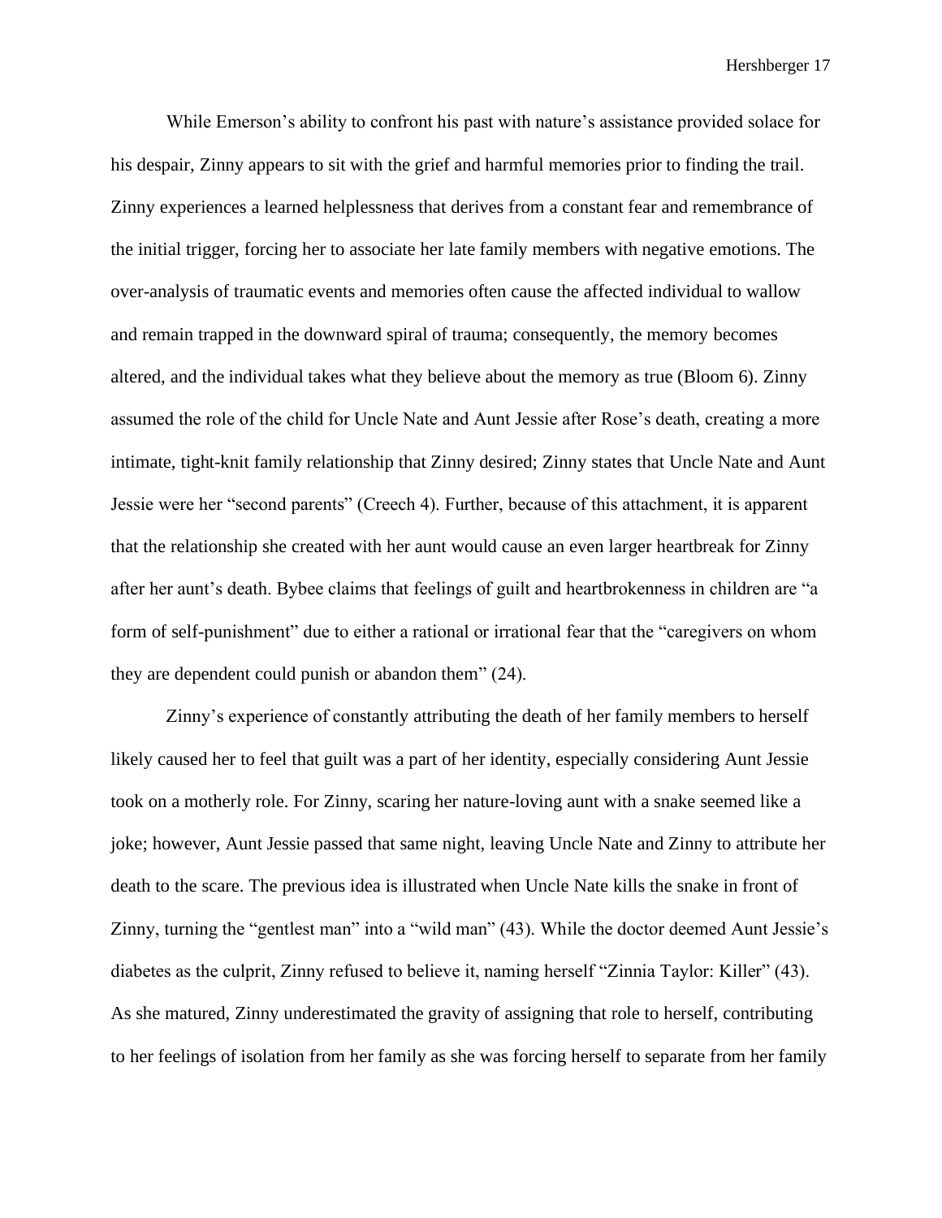While Emerson's ability to confront his past with nature's assistance provided solace for his despair, Zinny appears to sit with the grief and harmful memories prior to finding the trail. Zinny experiences a learned helplessness that derives from a constant fear and remembrance of the initial trigger, forcing her to associate her late family members with negative emotions. The over-analysis of traumatic events and memories often cause the affected individual to wallow and remain trapped in the downward spiral of trauma; consequently, the memory becomes altered, and the individual takes what they believe about the memory as true (Bloom 6). Zinny assumed the role of the child for Uncle Nate and Aunt Jessie after Rose's death, creating a more intimate, tight-knit family relationship that Zinny desired; Zinny states that Uncle Nate and Aunt Jessie were her "second parents" (Creech 4). Further, because of this attachment, it is apparent that the relationship she created with her aunt would cause an even larger heartbreak for Zinny after her aunt's death. Bybee claims that feelings of guilt and heartbrokenness in children are "a form of self-punishment" due to either a rational or irrational fear that the "caregivers on whom they are dependent could punish or abandon them" (24).

Zinny's experience of constantly attributing the death of her family members to herself likely caused her to feel that guilt was a part of her identity, especially considering Aunt Jessie took on a motherly role. For Zinny, scaring her nature-loving aunt with a snake seemed like a joke; however, Aunt Jessie passed that same night, leaving Uncle Nate and Zinny to attribute her death to the scare. The previous idea is illustrated when Uncle Nate kills the snake in front of Zinny, turning the "gentlest man" into a "wild man" (43). While the doctor deemed Aunt Jessie's diabetes as the culprit, Zinny refused to believe it, naming herself "Zinnia Taylor: Killer" (43). As she matured, Zinny underestimated the gravity of assigning that role to herself, contributing to her feelings of isolation from her family as she was forcing herself to separate from her family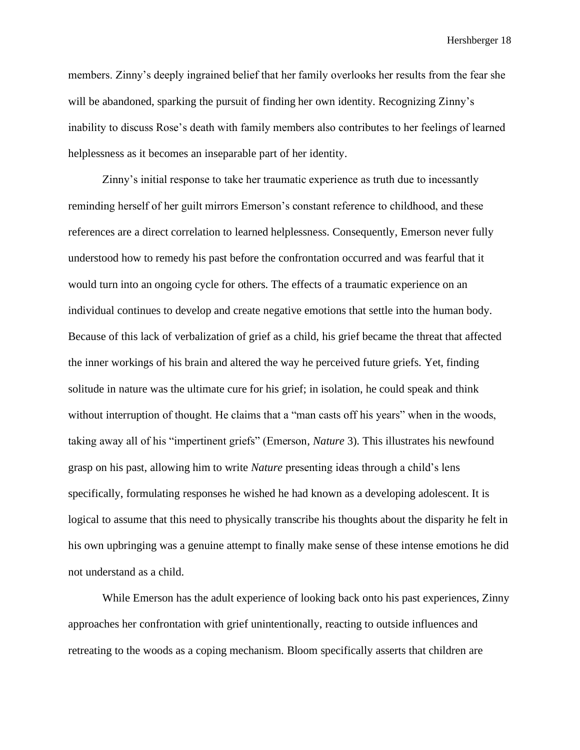members. Zinny's deeply ingrained belief that her family overlooks her results from the fear she will be abandoned, sparking the pursuit of finding her own identity. Recognizing Zinny's inability to discuss Rose's death with family members also contributes to her feelings of learned helplessness as it becomes an inseparable part of her identity.

Zinny's initial response to take her traumatic experience as truth due to incessantly reminding herself of her guilt mirrors Emerson's constant reference to childhood, and these references are a direct correlation to learned helplessness. Consequently, Emerson never fully understood how to remedy his past before the confrontation occurred and was fearful that it would turn into an ongoing cycle for others. The effects of a traumatic experience on an individual continues to develop and create negative emotions that settle into the human body. Because of this lack of verbalization of grief as a child, his grief became the threat that affected the inner workings of his brain and altered the way he perceived future griefs. Yet, finding solitude in nature was the ultimate cure for his grief; in isolation, he could speak and think without interruption of thought. He claims that a "man casts off his years" when in the woods, taking away all of his "impertinent griefs" (Emerson, *Nature* 3). This illustrates his newfound grasp on his past, allowing him to write *Nature* presenting ideas through a child's lens specifically, formulating responses he wished he had known as a developing adolescent. It is logical to assume that this need to physically transcribe his thoughts about the disparity he felt in his own upbringing was a genuine attempt to finally make sense of these intense emotions he did not understand as a child.

While Emerson has the adult experience of looking back onto his past experiences, Zinny approaches her confrontation with grief unintentionally, reacting to outside influences and retreating to the woods as a coping mechanism. Bloom specifically asserts that children are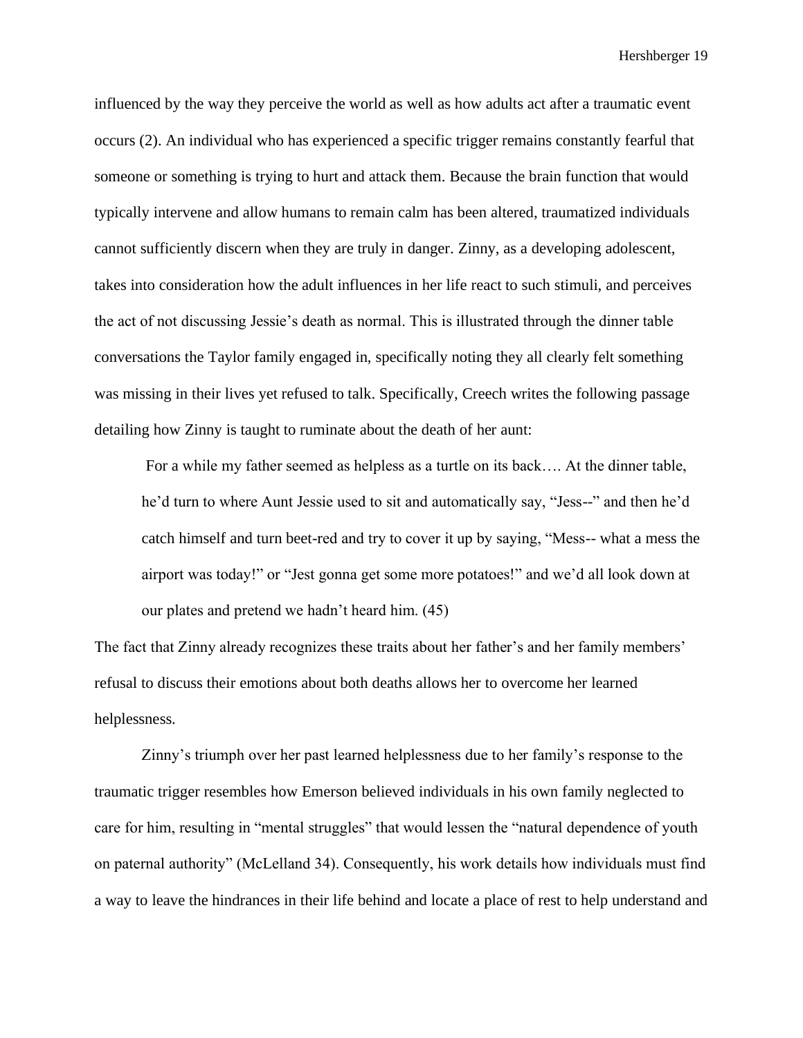influenced by the way they perceive the world as well as how adults act after a traumatic event occurs (2). An individual who has experienced a specific trigger remains constantly fearful that someone or something is trying to hurt and attack them. Because the brain function that would typically intervene and allow humans to remain calm has been altered, traumatized individuals cannot sufficiently discern when they are truly in danger. Zinny, as a developing adolescent, takes into consideration how the adult influences in her life react to such stimuli, and perceives the act of not discussing Jessie's death as normal. This is illustrated through the dinner table conversations the Taylor family engaged in, specifically noting they all clearly felt something was missing in their lives yet refused to talk. Specifically, Creech writes the following passage detailing how Zinny is taught to ruminate about the death of her aunt:

> For a while my father seemed as helpless as a turtle on its back…. At the dinner table, he'd turn to where Aunt Jessie used to sit and automatically say, "Jess--" and then he'd catch himself and turn beet-red and try to cover it up by saying, "Mess-- what a mess the airport was today!" or "Jest gonna get some more potatoes!" and we'd all look down at our plates and pretend we hadn't heard him. (45)

The fact that Zinny already recognizes these traits about her father's and her family members' refusal to discuss their emotions about both deaths allows her to overcome her learned helplessness.

Zinny's triumph over her past learned helplessness due to her family's response to the traumatic trigger resembles how Emerson believed individuals in his own family neglected to care for him, resulting in "mental struggles" that would lessen the "natural dependence of youth on paternal authority" (McLelland 34). Consequently, his work details how individuals must find a way to leave the hindrances in their life behind and locate a place of rest to help understand and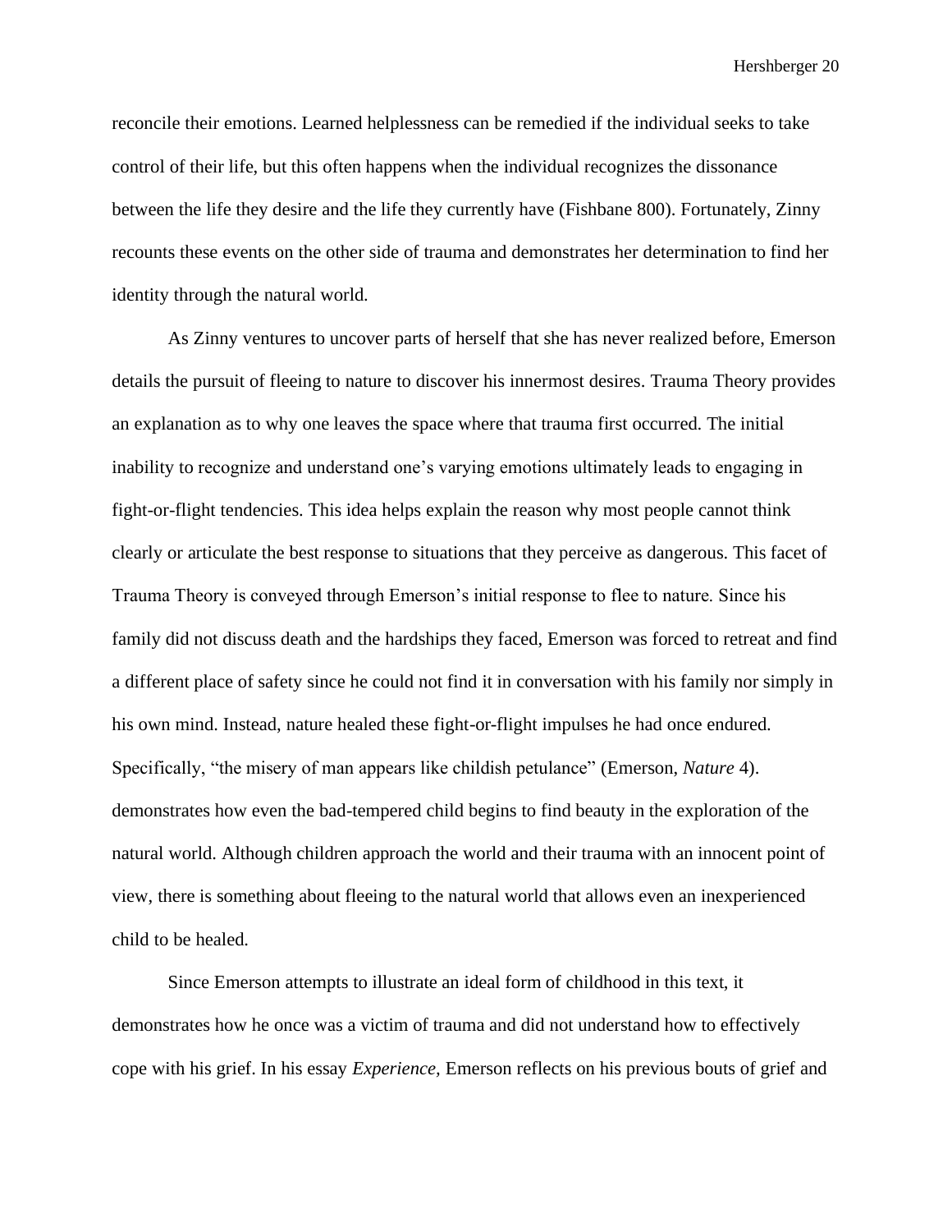reconcile their emotions. Learned helplessness can be remedied if the individual seeks to take control of their life, but this often happens when the individual recognizes the dissonance between the life they desire and the life they currently have (Fishbane 800). Fortunately, Zinny recounts these events on the other side of trauma and demonstrates her determination to find her identity through the natural world.

As Zinny ventures to uncover parts of herself that she has never realized before, Emerson details the pursuit of fleeing to nature to discover his innermost desires. Trauma Theory provides an explanation as to why one leaves the space where that trauma first occurred. The initial inability to recognize and understand one's varying emotions ultimately leads to engaging in fight-or-flight tendencies. This idea helps explain the reason why most people cannot think clearly or articulate the best response to situations that they perceive as dangerous. This facet of Trauma Theory is conveyed through Emerson's initial response to flee to nature. Since his family did not discuss death and the hardships they faced, Emerson was forced to retreat and find a different place of safety since he could not find it in conversation with his family nor simply in his own mind. Instead, nature healed these fight-or-flight impulses he had once endured. Specifically, "the misery of man appears like childish petulance" (Emerson, *Nature* 4). demonstrates how even the bad-tempered child begins to find beauty in the exploration of the natural world. Although children approach the world and their trauma with an innocent point of view, there is something about fleeing to the natural world that allows even an inexperienced child to be healed.

Since Emerson attempts to illustrate an ideal form of childhood in this text, it demonstrates how he once was a victim of trauma and did not understand how to effectively cope with his grief. In his essay *Experience,* Emerson reflects on his previous bouts of grief and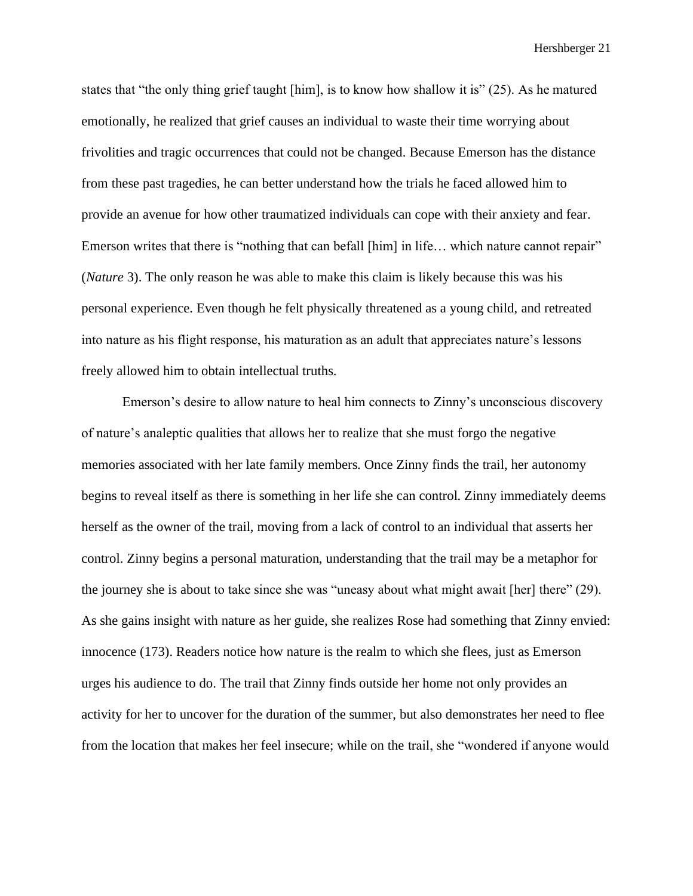states that "the only thing grief taught [him], is to know how shallow it is" (25). As he matured emotionally, he realized that grief causes an individual to waste their time worrying about frivolities and tragic occurrences that could not be changed. Because Emerson has the distance from these past tragedies, he can better understand how the trials he faced allowed him to provide an avenue for how other traumatized individuals can cope with their anxiety and fear. Emerson writes that there is "nothing that can befall [him] in life… which nature cannot repair" (*Nature* 3). The only reason he was able to make this claim is likely because this was his personal experience. Even though he felt physically threatened as a young child, and retreated into nature as his flight response, his maturation as an adult that appreciates nature's lessons freely allowed him to obtain intellectual truths.

Emerson's desire to allow nature to heal him connects to Zinny's unconscious discovery of nature's analeptic qualities that allows her to realize that she must forgo the negative memories associated with her late family members. Once Zinny finds the trail, her autonomy begins to reveal itself as there is something in her life she can control. Zinny immediately deems herself as the owner of the trail, moving from a lack of control to an individual that asserts her control. Zinny begins a personal maturation, understanding that the trail may be a metaphor for the journey she is about to take since she was "uneasy about what might await [her] there" (29). As she gains insight with nature as her guide, she realizes Rose had something that Zinny envied: innocence (173). Readers notice how nature is the realm to which she flees, just as Emerson urges his audience to do. The trail that Zinny finds outside her home not only provides an activity for her to uncover for the duration of the summer, but also demonstrates her need to flee from the location that makes her feel insecure; while on the trail, she "wondered if anyone would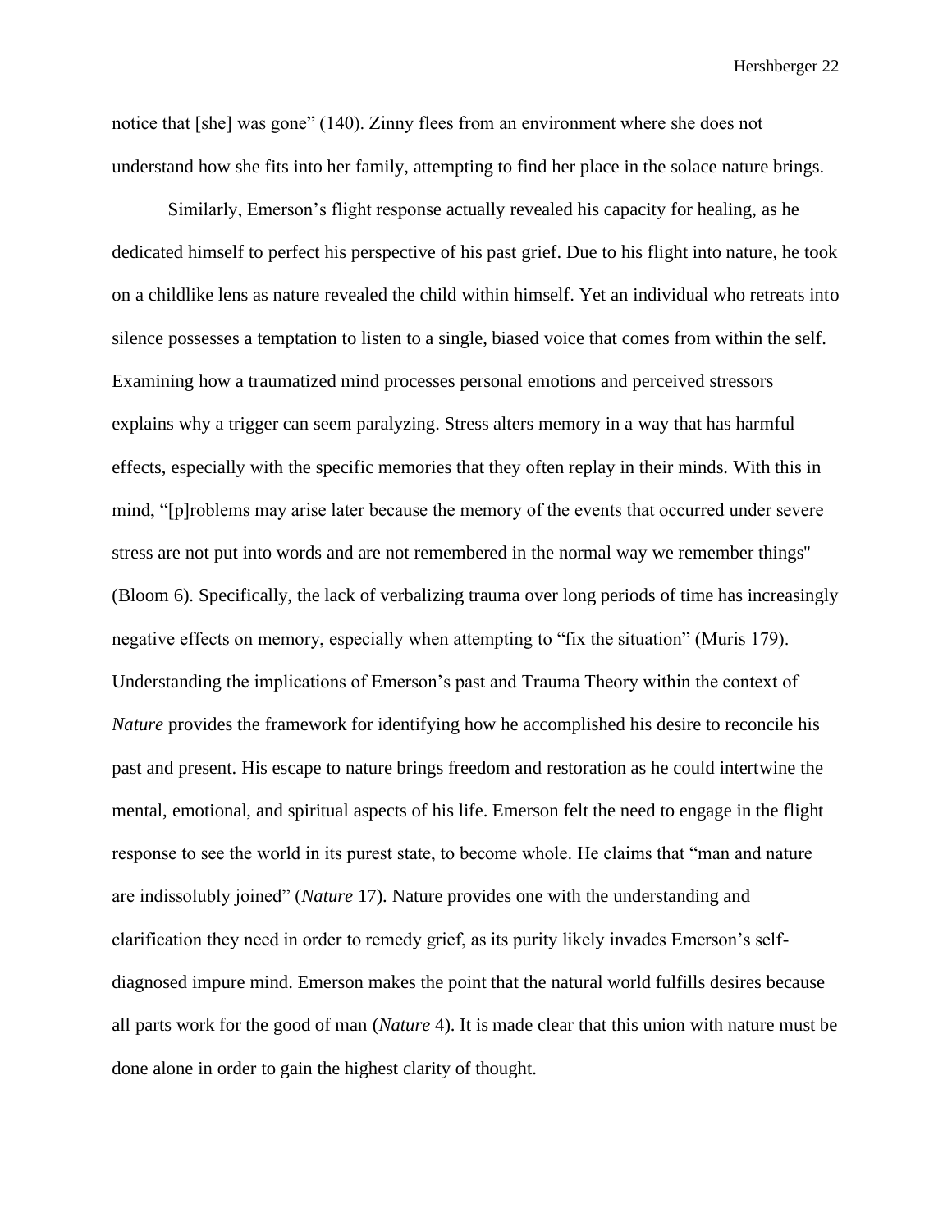notice that [she] was gone" (140). Zinny flees from an environment where she does not understand how she fits into her family, attempting to find her place in the solace nature brings.

Similarly, Emerson's flight response actually revealed his capacity for healing, as he dedicated himself to perfect his perspective of his past grief. Due to his flight into nature, he took on a childlike lens as nature revealed the child within himself. Yet an individual who retreats into silence possesses a temptation to listen to a single, biased voice that comes from within the self. Examining how a traumatized mind processes personal emotions and perceived stressors explains why a trigger can seem paralyzing. Stress alters memory in a way that has harmful effects, especially with the specific memories that they often replay in their minds. With this in mind, "[p]roblems may arise later because the memory of the events that occurred under severe stress are not put into words and are not remembered in the normal way we remember things" (Bloom 6). Specifically, the lack of verbalizing trauma over long periods of time has increasingly negative effects on memory, especially when attempting to "fix the situation" (Muris 179). Understanding the implications of Emerson's past and Trauma Theory within the context of *Nature* provides the framework for identifying how he accomplished his desire to reconcile his past and present. His escape to nature brings freedom and restoration as he could intertwine the mental, emotional, and spiritual aspects of his life. Emerson felt the need to engage in the flight response to see the world in its purest state, to become whole. He claims that "man and nature are indissolubly joined" (*Nature* 17). Nature provides one with the understanding and clarification they need in order to remedy grief, as its purity likely invades Emerson's self-diagnosed impure mind. Emerson makes the point that the natural world fulfills desires because all parts work for the good of man (*Nature* 4). It is made clear that this union with nature must be done alone in order to gain the highest clarity of thought.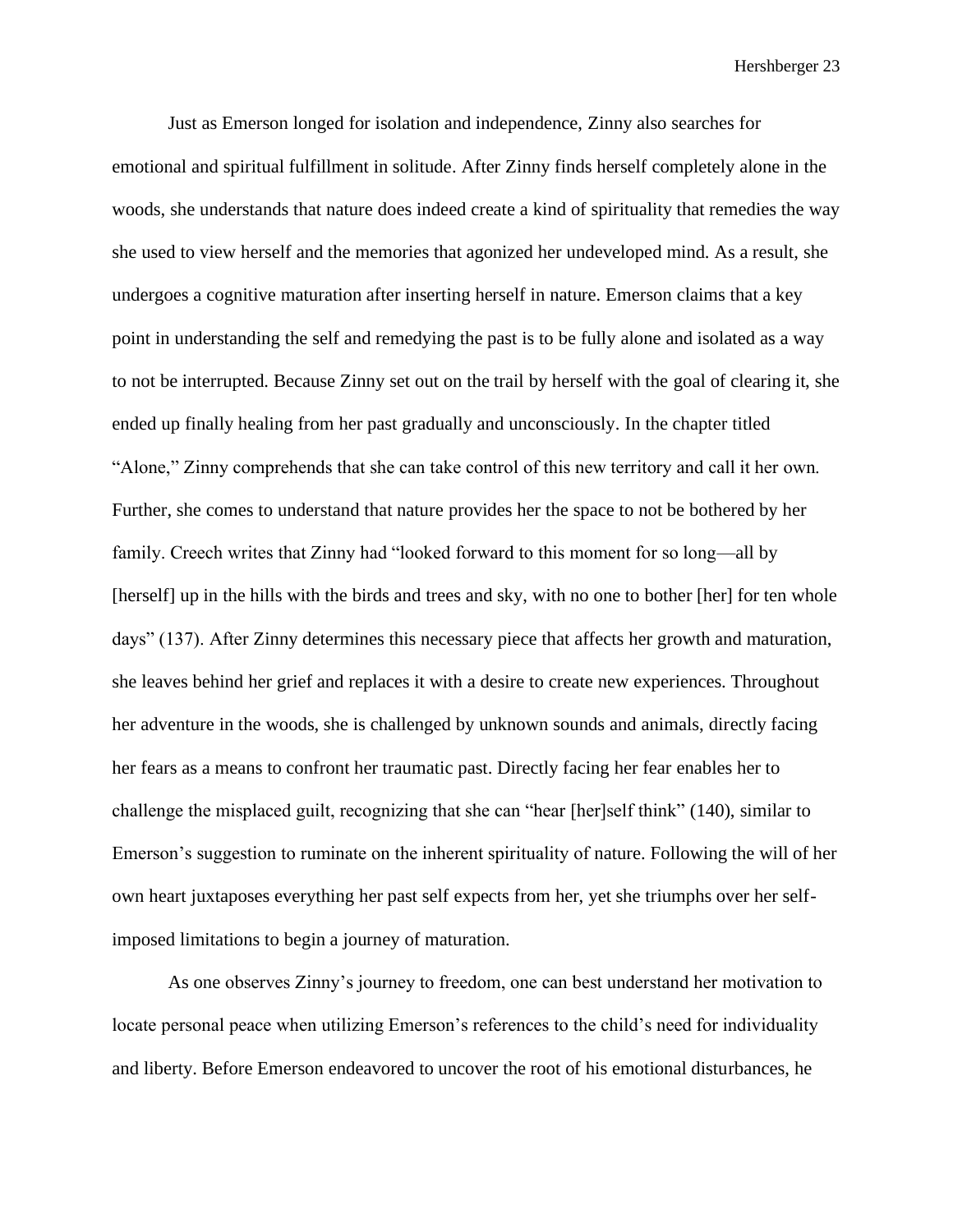Just as Emerson longed for isolation and independence, Zinny also searches for emotional and spiritual fulfillment in solitude. After Zinny finds herself completely alone in the woods, she understands that nature does indeed create a kind of spirituality that remedies the way she used to view herself and the memories that agonized her undeveloped mind. As a result, she undergoes a cognitive maturation after inserting herself in nature. Emerson claims that a key point in understanding the self and remedying the past is to be fully alone and isolated as a way to not be interrupted. Because Zinny set out on the trail by herself with the goal of clearing it, she ended up finally healing from her past gradually and unconsciously. In the chapter titled "Alone," Zinny comprehends that she can take control of this new territory and call it her own. Further, she comes to understand that nature provides her the space to not be bothered by her family. Creech writes that Zinny had "looked forward to this moment for so long—all by [herself] up in the hills with the birds and trees and sky, with no one to bother [her] for ten whole days" (137). After Zinny determines this necessary piece that affects her growth and maturation, she leaves behind her grief and replaces it with a desire to create new experiences. Throughout her adventure in the woods, she is challenged by unknown sounds and animals, directly facing her fears as a means to confront her traumatic past. Directly facing her fear enables her to challenge the misplaced guilt, recognizing that she can "hear [her]self think" (140), similar to Emerson's suggestion to ruminate on the inherent spirituality of nature. Following the will of her own heart juxtaposes everything her past self expects from her, yet she triumphs over her self-imposed limitations to begin a journey of maturation.

As one observes Zinny's journey to freedom, one can best understand her motivation to locate personal peace when utilizing Emerson's references to the child's need for individuality and liberty. Before Emerson endeavored to uncover the root of his emotional disturbances, he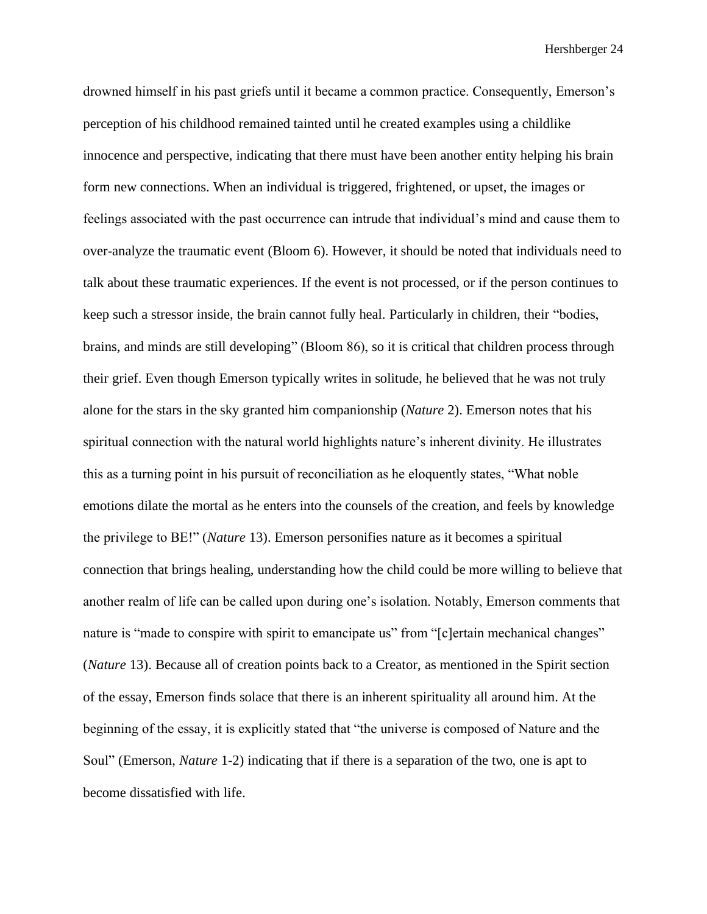drowned himself in his past griefs until it became a common practice. Consequently, Emerson's perception of his childhood remained tainted until he created examples using a childlike innocence and perspective, indicating that there must have been another entity helping his brain form new connections. When an individual is triggered, frightened, or upset, the images or feelings associated with the past occurrence can intrude that individual's mind and cause them to over-analyze the traumatic event (Bloom 6). However, it should be noted that individuals need to talk about these traumatic experiences. If the event is not processed, or if the person continues to keep such a stressor inside, the brain cannot fully heal. Particularly in children, their "bodies, brains, and minds are still developing" (Bloom 86), so it is critical that children process through their grief. Even though Emerson typically writes in solitude, he believed that he was not truly alone for the stars in the sky granted him companionship (*Nature* 2). Emerson notes that his spiritual connection with the natural world highlights nature's inherent divinity. He illustrates this as a turning point in his pursuit of reconciliation as he eloquently states, "What noble emotions dilate the mortal as he enters into the counsels of the creation, and feels by knowledge the privilege to BE!" (*Nature* 13). Emerson personifies nature as it becomes a spiritual connection that brings healing, understanding how the child could be more willing to believe that another realm of life can be called upon during one's isolation. Notably, Emerson comments that nature is "made to conspire with spirit to emancipate us" from "[c]ertain mechanical changes" (*Nature* 13). Because all of creation points back to a Creator, as mentioned in the Spirit section of the essay, Emerson finds solace that there is an inherent spirituality all around him. At the beginning of the essay, it is explicitly stated that "the universe is composed of Nature and the Soul" (Emerson, *Nature* 1-2) indicating that if there is a separation of the two, one is apt to become dissatisfied with life.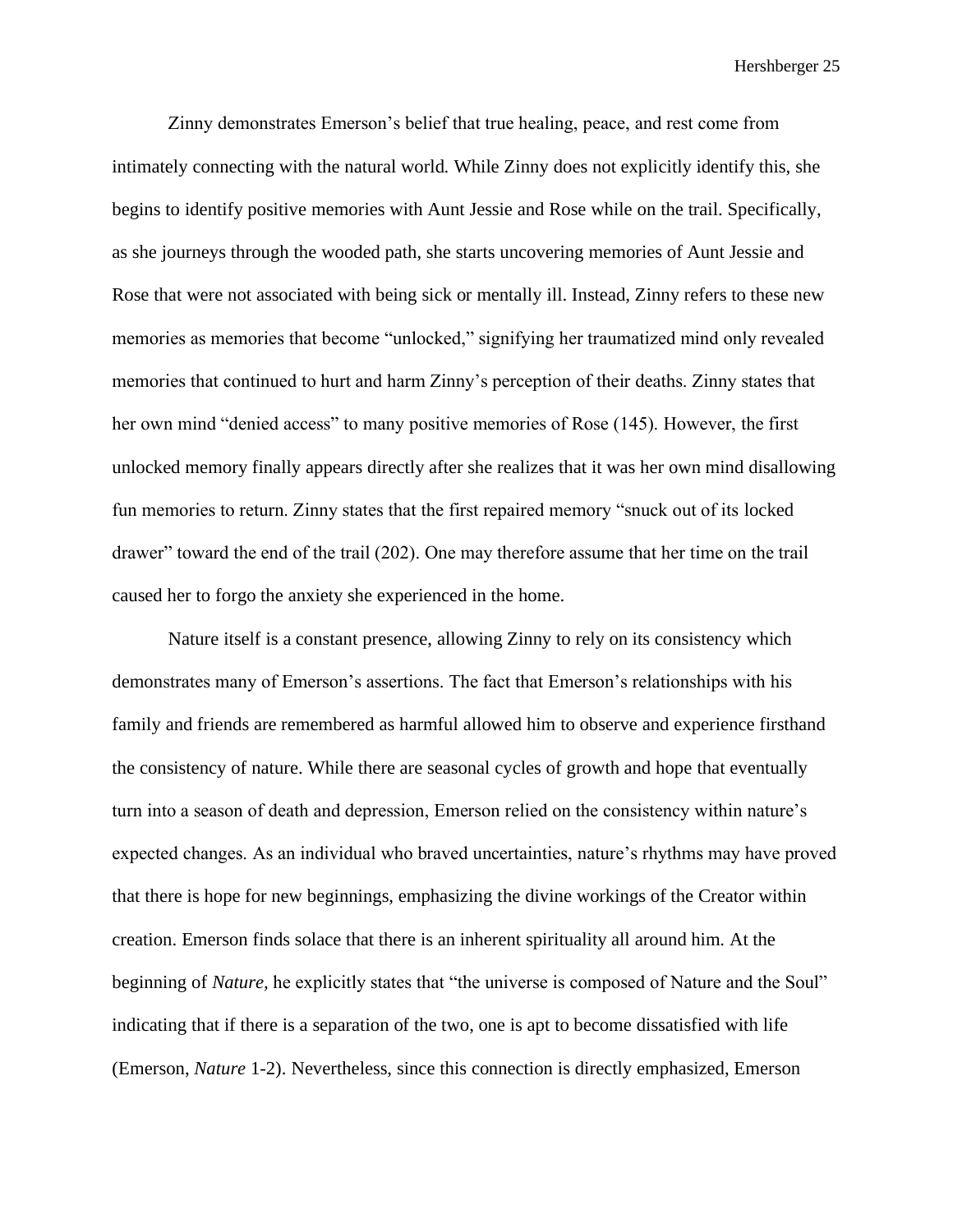Zinny demonstrates Emerson's belief that true healing, peace, and rest come from intimately connecting with the natural world. While Zinny does not explicitly identify this, she begins to identify positive memories with Aunt Jessie and Rose while on the trail. Specifically, as she journeys through the wooded path, she starts uncovering memories of Aunt Jessie and Rose that were not associated with being sick or mentally ill. Instead, Zinny refers to these new memories as memories that become "unlocked," signifying her traumatized mind only revealed memories that continued to hurt and harm Zinny's perception of their deaths. Zinny states that her own mind "denied access" to many positive memories of Rose (145). However, the first unlocked memory finally appears directly after she realizes that it was her own mind disallowing fun memories to return. Zinny states that the first repaired memory "snuck out of its locked drawer" toward the end of the trail (202). One may therefore assume that her time on the trail caused her to forgo the anxiety she experienced in the home.

Nature itself is a constant presence, allowing Zinny to rely on its consistency which demonstrates many of Emerson's assertions. The fact that Emerson's relationships with his family and friends are remembered as harmful allowed him to observe and experience firsthand the consistency of nature. While there are seasonal cycles of growth and hope that eventually turn into a season of death and depression, Emerson relied on the consistency within nature's expected changes. As an individual who braved uncertainties, nature's rhythms may have proved that there is hope for new beginnings, emphasizing the divine workings of the Creator within creation. Emerson finds solace that there is an inherent spirituality all around him. At the beginning of *Nature*, he explicitly states that "the universe is composed of Nature and the Soul" indicating that if there is a separation of the two, one is apt to become dissatisfied with life (Emerson, *Nature* 1-2). Nevertheless, since this connection is directly emphasized, Emerson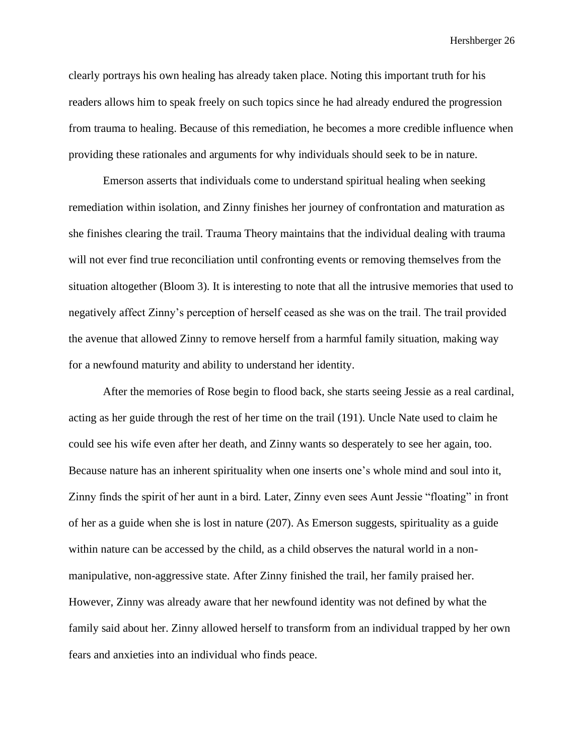clearly portrays his own healing has already taken place. Noting this important truth for his readers allows him to speak freely on such topics since he had already endured the progression from trauma to healing. Because of this remediation, he becomes a more credible influence when providing these rationales and arguments for why individuals should seek to be in nature.

Emerson asserts that individuals come to understand spiritual healing when seeking remediation within isolation, and Zinny finishes her journey of confrontation and maturation as she finishes clearing the trail. Trauma Theory maintains that the individual dealing with trauma will not ever find true reconciliation until confronting events or removing themselves from the situation altogether (Bloom 3). It is interesting to note that all the intrusive memories that used to negatively affect Zinny's perception of herself ceased as she was on the trail. The trail provided the avenue that allowed Zinny to remove herself from a harmful family situation, making way for a newfound maturity and ability to understand her identity.

After the memories of Rose begin to flood back, she starts seeing Jessie as a real cardinal, acting as her guide through the rest of her time on the trail (191). Uncle Nate used to claim he could see his wife even after her death, and Zinny wants so desperately to see her again, too. Because nature has an inherent spirituality when one inserts one's whole mind and soul into it, Zinny finds the spirit of her aunt in a bird. Later, Zinny even sees Aunt Jessie "floating" in front of her as a guide when she is lost in nature (207). As Emerson suggests, spirituality as a guide within nature can be accessed by the child, as a child observes the natural world in a non-manipulative, non-aggressive state. After Zinny finished the trail, her family praised her. However, Zinny was already aware that her newfound identity was not defined by what the family said about her. Zinny allowed herself to transform from an individual trapped by her own fears and anxieties into an individual who finds peace.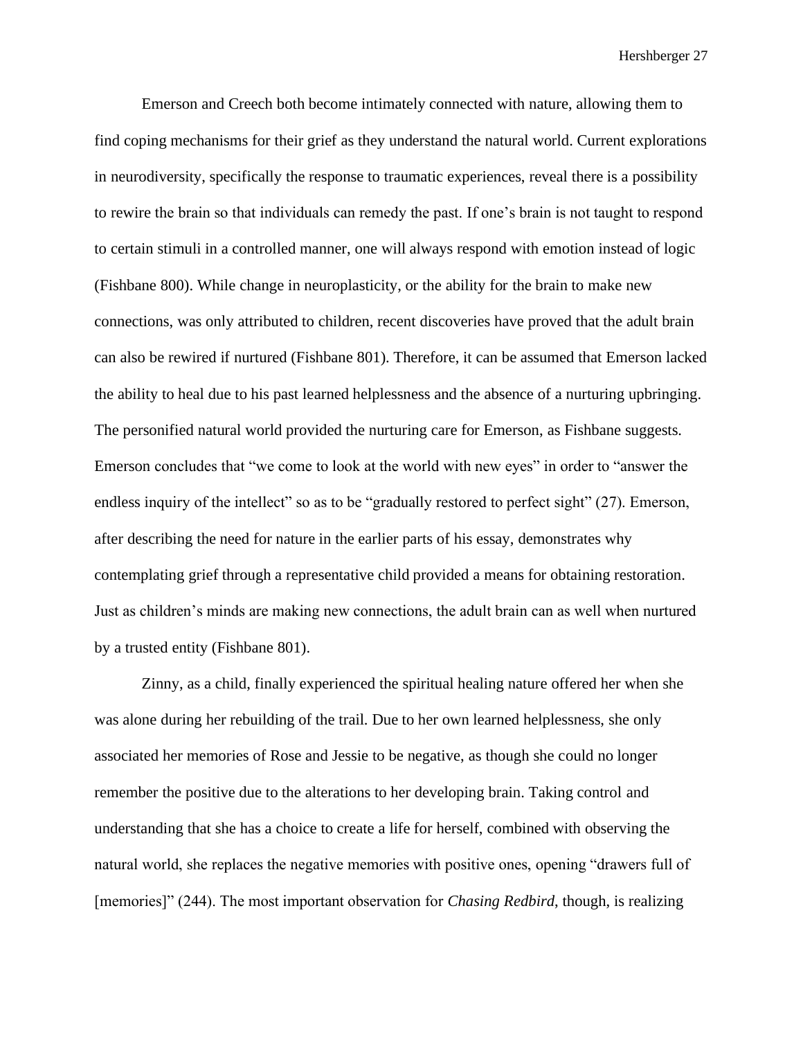Emerson and Creech both become intimately connected with nature, allowing them to find coping mechanisms for their grief as they understand the natural world. Current explorations in neurodiversity, specifically the response to traumatic experiences, reveal there is a possibility to rewire the brain so that individuals can remedy the past. If one's brain is not taught to respond to certain stimuli in a controlled manner, one will always respond with emotion instead of logic (Fishbane 800). While change in neuroplasticity, or the ability for the brain to make new connections, was only attributed to children, recent discoveries have proved that the adult brain can also be rewired if nurtured (Fishbane 801). Therefore, it can be assumed that Emerson lacked the ability to heal due to his past learned helplessness and the absence of a nurturing upbringing. The personified natural world provided the nurturing care for Emerson, as Fishbane suggests. Emerson concludes that "we come to look at the world with new eyes" in order to "answer the endless inquiry of the intellect" so as to be "gradually restored to perfect sight" (27). Emerson, after describing the need for nature in the earlier parts of his essay, demonstrates why contemplating grief through a representative child provided a means for obtaining restoration. Just as children's minds are making new connections, the adult brain can as well when nurtured by a trusted entity (Fishbane 801).

Zinny, as a child, finally experienced the spiritual healing nature offered her when she was alone during her rebuilding of the trail. Due to her own learned helplessness, she only associated her memories of Rose and Jessie to be negative, as though she could no longer remember the positive due to the alterations to her developing brain. Taking control and understanding that she has a choice to create a life for herself, combined with observing the natural world, she replaces the negative memories with positive ones, opening "drawers full of [memories]" (244). The most important observation for *Chasing Redbird*, though, is realizing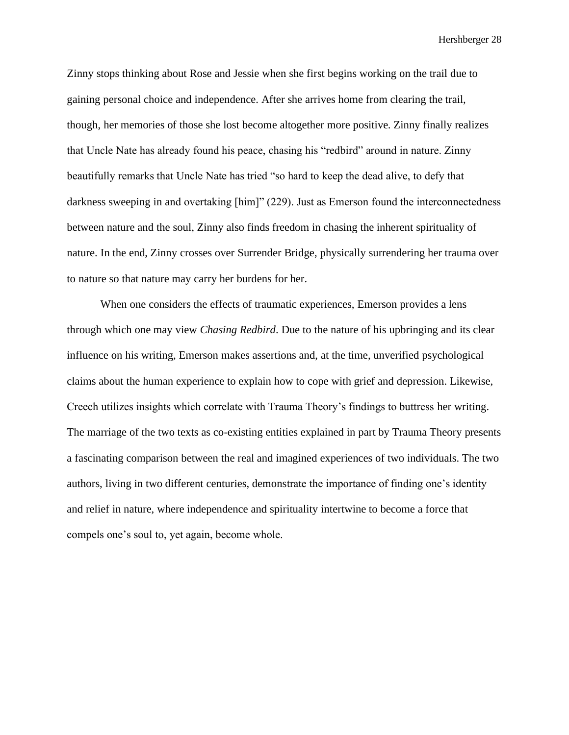Zinny stops thinking about Rose and Jessie when she first begins working on the trail due to gaining personal choice and independence. After she arrives home from clearing the trail, though, her memories of those she lost become altogether more positive. Zinny finally realizes that Uncle Nate has already found his peace, chasing his "redbird" around in nature. Zinny beautifully remarks that Uncle Nate has tried "so hard to keep the dead alive, to defy that darkness sweeping in and overtaking [him]" (229). Just as Emerson found the interconnectedness between nature and the soul, Zinny also finds freedom in chasing the inherent spirituality of nature. In the end, Zinny crosses over Surrender Bridge, physically surrendering her trauma over to nature so that nature may carry her burdens for her.

When one considers the effects of traumatic experiences, Emerson provides a lens through which one may view *Chasing Redbird*. Due to the nature of his upbringing and its clear influence on his writing, Emerson makes assertions and, at the time, unverified psychological claims about the human experience to explain how to cope with grief and depression. Likewise, Creech utilizes insights which correlate with Trauma Theory's findings to buttress her writing. The marriage of the two texts as co-existing entities explained in part by Trauma Theory presents a fascinating comparison between the real and imagined experiences of two individuals. The two authors, living in two different centuries, demonstrate the importance of finding one's identity and relief in nature, where independence and spirituality intertwine to become a force that compels one's soul to, yet again, become whole.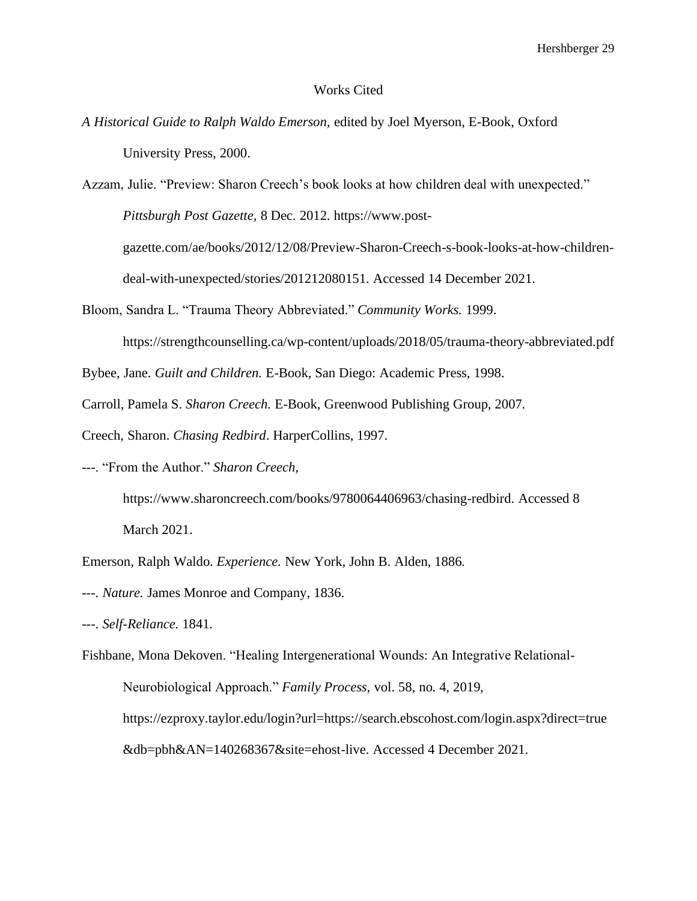# Works Cited

*A Historical Guide to Ralph Waldo Emerson,* edited by Joel Myerson, E-Book, Oxford University Press, 2000.

Azzam, Julie. "Preview: Sharon Creech's book looks at how children deal with unexpected." *Pittsburgh Post Gazette,* 8 Dec. 2012. https://www.post-gazette.com/ae/books/2012/12/08/Preview-Sharon-Creech-s-book-looks-at-how-children-deal-with-unexpected/stories/201212080151. Accessed 14 December 2021.

Bloom, Sandra L. "Trauma Theory Abbreviated." *Community Works.* 1999. https://strengthcounselling.ca/wp-content/uploads/2018/05/trauma-theory-abbreviated.pdf

Bybee, Jane. *Guilt and Children.* E-Book, San Diego: Academic Press, 1998.

Carroll, Pamela S. *Sharon Creech.* E-Book, Greenwood Publishing Group, 2007.

Creech, Sharon. *Chasing Redbird*. HarperCollins, 1997.

---. "From the Author." *Sharon Creech,* https://www.sharoncreech.com/books/9780064406963/chasing-redbird. Accessed 8 March 2021.

Emerson, Ralph Waldo. *Experience.* New York, John B. Alden, 1886.

---. *Nature.* James Monroe and Company, 1836.

---. *Self-Reliance.* 1841.

Fishbane, Mona Dekoven. "Healing Intergenerational Wounds: An Integrative Relational-Neurobiological Approach." *Family Process,* vol. 58, no. 4, 2019, https://ezproxy.taylor.edu/login?url=https://search.ebscohost.com/login.aspx?direct=true&db=pbh&AN=140268367&site=ehost-live. Accessed 4 December 2021.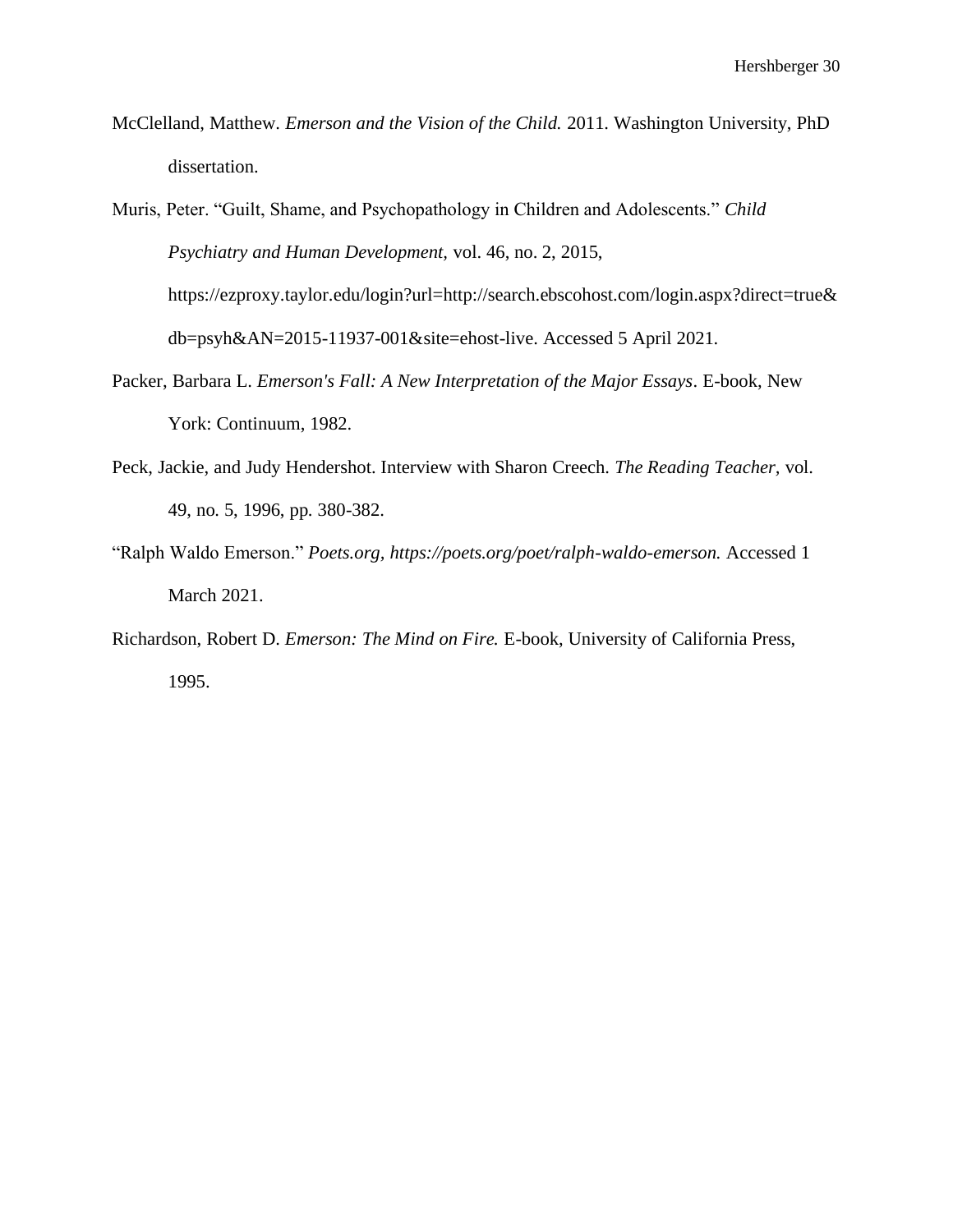McClelland, Matthew. *Emerson and the Vision of the Child.* 2011. Washington University, PhD dissertation.

Muris, Peter. "Guilt, Shame, and Psychopathology in Children and Adolescents." *Child Psychiatry and Human Development*, vol. 46, no. 2, 2015, https://ezproxy.taylor.edu/login?url=http://search.ebscohost.com/login.aspx?direct=true&db=psyh&AN=2015-11937-001&site=ehost-live. Accessed 5 April 2021.

Packer, Barbara L. *Emerson's Fall: A New Interpretation of the Major Essays*. E-book, New York: Continuum, 1982.

Peck, Jackie, and Judy Hendershot. Interview with Sharon Creech. *The Reading Teacher*, vol. 49, no. 5, 1996, pp. 380-382.

"Ralph Waldo Emerson." *Poets.org, https://poets.org/poet/ralph-waldo-emerson.* Accessed 1 March 2021.

Richardson, Robert D. *Emerson: The Mind on Fire.* E-book, University of California Press, 1995.